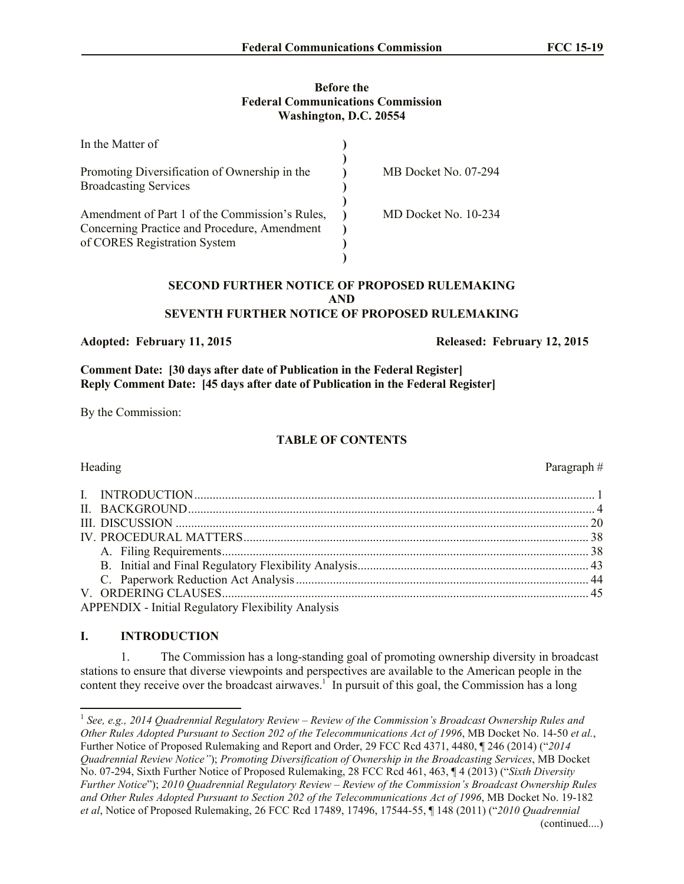**Before the**
**Federal Communications Commission**
**Washington, D.C. 20554**

| | | |
|---|---|---|
| In the Matter of | ) | |
| | ) | |
| Promoting Diversification of Ownership in the Broadcasting Services | ) | MB Docket No. 07-294 |
| | ) | |
| Amendment of Part 1 of the Commission's Rules, Concerning Practice and Procedure, Amendment of CORES Registration System | ) | MD Docket No. 10-234 |

**SECOND FURTHER NOTICE OF PROPOSED RULEMAKING**
**AND**
**SEVENTH FURTHER NOTICE OF PROPOSED RULEMAKING**

**Adopted: February 11, 2015** **Released: February 12, 2015**

**Comment Date: [30 days after date of Publication in the Federal Register]**
**Reply Comment Date: [45 days after date of Publication in the Federal Register]**

By the Commission:

**TABLE OF CONTENTS**

| Heading | Paragraph # |
|---|---|
| I. INTRODUCTION | 1 |
| II. BACKGROUND | 4 |
| III. DISCUSSION | 20 |
| IV. PROCEDURAL MATTERS | 38 |
| A. Filing Requirements | 38 |
| B. Initial and Final Regulatory Flexibility Analysis | 43 |
| C. Paperwork Reduction Act Analysis | 44 |
| V. ORDERING CLAUSES | 45 |
| APPENDIX - Initial Regulatory Flexibility Analysis | |

## I. INTRODUCTION

1. The Commission has a long-standing goal of promoting ownership diversity in broadcast stations to ensure that diverse viewpoints and perspectives are available to the American people in the content they receive over the broadcast airwaves.[1] In pursuit of this goal, the Commission has a long

[1] *See, e.g., 2014 Quadrennial Regulatory Review – Review of the Commission's Broadcast Ownership Rules and Other Rules Adopted Pursuant to Section 202 of the Telecommunications Act of 1996*, MB Docket No. 14-50 *et al.*, Further Notice of Proposed Rulemaking and Report and Order, 29 FCC Rcd 4371, 4480, ¶ 246 (2014) ("*2014 Quadrennial Review Notice"*); *Promoting Diversification of Ownership in the Broadcasting Services*, MB Docket No. 07-294, Sixth Further Notice of Proposed Rulemaking, 28 FCC Rcd 461, 463, ¶ 4 (2013) ("*Sixth Diversity Further Notice*"); *2010 Quadrennial Regulatory Review – Review of the Commission's Broadcast Ownership Rules and Other Rules Adopted Pursuant to Section 202 of the Telecommunications Act of 1996*, MB Docket No. 19-182 *et al*, Notice of Proposed Rulemaking, 26 FCC Rcd 17489, 17496, 17544-55, ¶ 148 (2011) ("*2010 Quadrennial*

(continued....)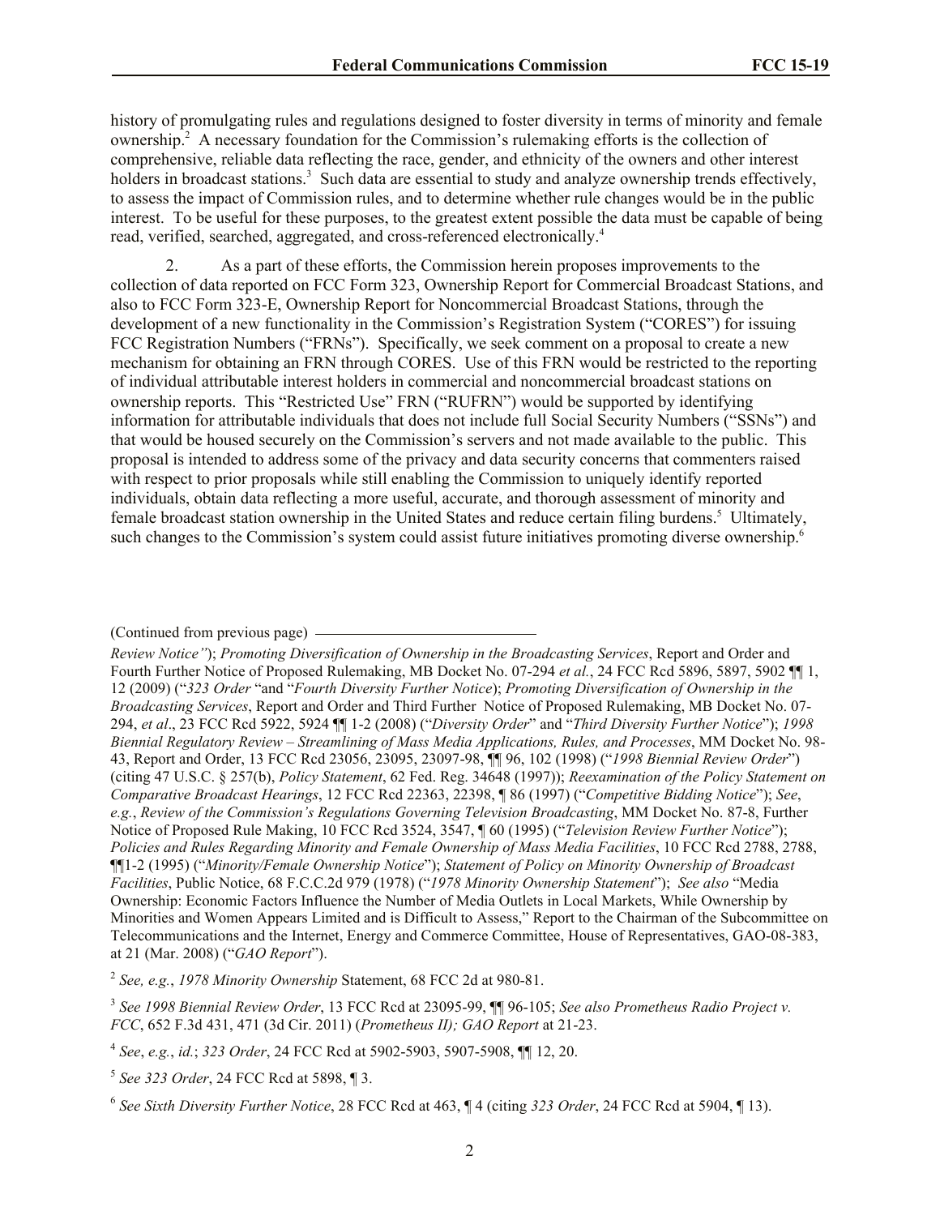history of promulgating rules and regulations designed to foster diversity in terms of minority and female ownership.[2] A necessary foundation for the Commission's rulemaking efforts is the collection of comprehensive, reliable data reflecting the race, gender, and ethnicity of the owners and other interest holders in broadcast stations.[3] Such data are essential to study and analyze ownership trends effectively, to assess the impact of Commission rules, and to determine whether rule changes would be in the public interest. To be useful for these purposes, to the greatest extent possible the data must be capable of being read, verified, searched, aggregated, and cross-referenced electronically.[4]

2. As a part of these efforts, the Commission herein proposes improvements to the collection of data reported on FCC Form 323, Ownership Report for Commercial Broadcast Stations, and also to FCC Form 323-E, Ownership Report for Noncommercial Broadcast Stations, through the development of a new functionality in the Commission's Registration System ("CORES") for issuing FCC Registration Numbers ("FRNs"). Specifically, we seek comment on a proposal to create a new mechanism for obtaining an FRN through CORES. Use of this FRN would be restricted to the reporting of individual attributable interest holders in commercial and noncommercial broadcast stations on ownership reports. This "Restricted Use" FRN ("RUFRN") would be supported by identifying information for attributable individuals that does not include full Social Security Numbers ("SSNs") and that would be housed securely on the Commission's servers and not made available to the public. This proposal is intended to address some of the privacy and data security concerns that commenters raised with respect to prior proposals while still enabling the Commission to uniquely identify reported individuals, obtain data reflecting a more useful, accurate, and thorough assessment of minority and female broadcast station ownership in the United States and reduce certain filing burdens.[5] Ultimately, such changes to the Commission's system could assist future initiatives promoting diverse ownership.[6]

(Continued from previous page)

*Review Notice"*); *Promoting Diversification of Ownership in the Broadcasting Services*, Report and Order and Fourth Further Notice of Proposed Rulemaking, MB Docket No. 07-294 *et al.*, 24 FCC Rcd 5896, 5897, 5902 ¶¶ 1, 12 (2009) ("*323 Order* "and "*Fourth Diversity Further Notice*); *Promoting Diversification of Ownership in the Broadcasting Services*, Report and Order and Third Further Notice of Proposed Rulemaking, MB Docket No. 07-294, *et al*., 23 FCC Rcd 5922, 5924 ¶¶ 1-2 (2008) ("*Diversity Order*" and "*Third Diversity Further Notice*"); *1998 Biennial Regulatory Review – Streamlining of Mass Media Applications, Rules, and Processes*, MM Docket No. 98-43, Report and Order, 13 FCC Rcd 23056, 23095, 23097-98, ¶¶ 96, 102 (1998) ("*1998 Biennial Review Order*") (citing 47 U.S.C. § 257(b), *Policy Statement*, 62 Fed. Reg. 34648 (1997)); *Reexamination of the Policy Statement on Comparative Broadcast Hearings*, 12 FCC Rcd 22363, 22398, ¶ 86 (1997) ("*Competitive Bidding Notice*"); *See*, *e.g.*, *Review of the Commission's Regulations Governing Television Broadcasting*, MM Docket No. 87-8, Further Notice of Proposed Rule Making, 10 FCC Rcd 3524, 3547, ¶ 60 (1995) ("*Television Review Further Notice*"); *Policies and Rules Regarding Minority and Female Ownership of Mass Media Facilities*, 10 FCC Rcd 2788, 2788, ¶¶1-2 (1995) ("*Minority/Female Ownership Notice*"); *Statement of Policy on Minority Ownership of Broadcast Facilities*, Public Notice, 68 F.C.C.2d 979 (1978) ("*1978 Minority Ownership Statement*"); *See also* "Media Ownership: Economic Factors Influence the Number of Media Outlets in Local Markets, While Ownership by Minorities and Women Appears Limited and is Difficult to Assess," Report to the Chairman of the Subcommittee on Telecommunications and the Internet, Energy and Commerce Committee, House of Representatives, GAO-08-383, at 21 (Mar. 2008) ("*GAO Report*").

[2] *See, e.g.*, *1978 Minority Ownership* Statement, 68 FCC 2d at 980-81.

[3] *See 1998 Biennial Review Order*, 13 FCC Rcd at 23095-99, ¶¶ 96-105; *See also Prometheus Radio Project v. FCC*, 652 F.3d 431, 471 (3d Cir. 2011) (*Prometheus II); GAO Report* at 21-23.

[4] *See*, *e.g.*, *id.*; *323 Order*, 24 FCC Rcd at 5902-5903, 5907-5908, ¶¶ 12, 20.

[5] *See 323 Order*, 24 FCC Rcd at 5898, ¶ 3.

[6] *See Sixth Diversity Further Notice*, 28 FCC Rcd at 463, ¶ 4 (citing *323 Order*, 24 FCC Rcd at 5904, ¶ 13).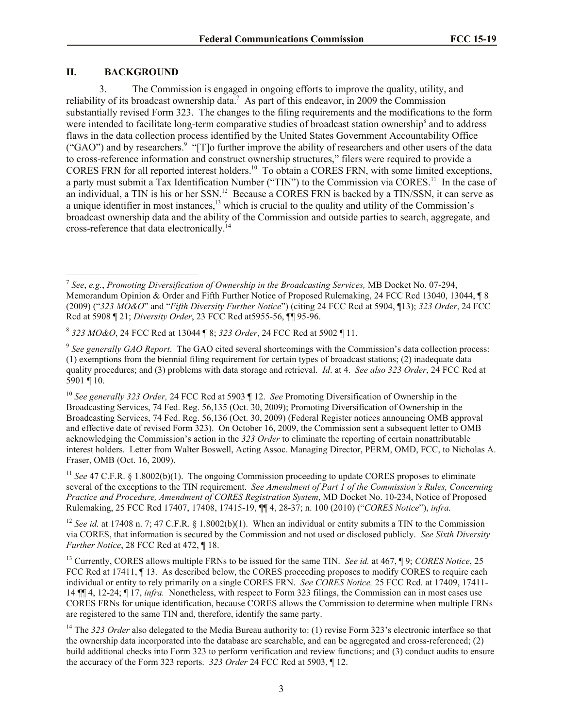## II. BACKGROUND

3. The Commission is engaged in ongoing efforts to improve the quality, utility, and reliability of its broadcast ownership data.[7] As part of this endeavor, in 2009 the Commission substantially revised Form 323. The changes to the filing requirements and the modifications to the form were intended to facilitate long-term comparative studies of broadcast station ownership[8] and to address flaws in the data collection process identified by the United States Government Accountability Office ("GAO") and by researchers.[9] "[T]o further improve the ability of researchers and other users of the data to cross-reference information and construct ownership structures," filers were required to provide a CORES FRN for all reported interest holders.[10] To obtain a CORES FRN, with some limited exceptions, a party must submit a Tax Identification Number ("TIN") to the Commission via CORES.[11] In the case of an individual, a TIN is his or her SSN.[12] Because a CORES FRN is backed by a TIN/SSN, it can serve as a unique identifier in most instances,[13] which is crucial to the quality and utility of the Commission's broadcast ownership data and the ability of the Commission and outside parties to search, aggregate, and cross-reference that data electronically.[14]

---

[7] *See*, *e.g.*, *Promoting Diversification of Ownership in the Broadcasting Services,* MB Docket No. 07-294, Memorandum Opinion & Order and Fifth Further Notice of Proposed Rulemaking, 24 FCC Rcd 13040, 13044, ¶ 8 (2009) ("*323 MO&O*" and "*Fifth Diversity Further Notice*") (citing 24 FCC Rcd at 5904, ¶13); *323 Order*, 24 FCC Rcd at 5908 ¶ 21; *Diversity Order*, 23 FCC Rcd at5955-56, ¶¶ 95-96.

[8] *323 MO&O*, 24 FCC Rcd at 13044 ¶ 8; *323 Order*, 24 FCC Rcd at 5902 ¶ 11.

[9] *See generally GAO Report*. The GAO cited several shortcomings with the Commission's data collection process: (1) exemptions from the biennial filing requirement for certain types of broadcast stations; (2) inadequate data quality procedures; and (3) problems with data storage and retrieval. *Id*. at 4. *See also 323 Order*, 24 FCC Rcd at 5901 ¶ 10.

[10] *See generally 323 Order,* 24 FCC Rcd at 5903 ¶ 12. *See* Promoting Diversification of Ownership in the Broadcasting Services, 74 Fed. Reg. 56,135 (Oct. 30, 2009); Promoting Diversification of Ownership in the Broadcasting Services, 74 Fed. Reg. 56,136 (Oct. 30, 2009) (Federal Register notices announcing OMB approval and effective date of revised Form 323). On October 16, 2009, the Commission sent a subsequent letter to OMB acknowledging the Commission's action in the *323 Order* to eliminate the reporting of certain nonattributable interest holders. Letter from Walter Boswell, Acting Assoc. Managing Director, PERM, OMD, FCC, to Nicholas A. Fraser, OMB (Oct. 16, 2009).

[11] *See* 47 C.F.R. § 1.8002(b)(1). The ongoing Commission proceeding to update CORES proposes to eliminate several of the exceptions to the TIN requirement. *See Amendment of Part 1 of the Commission's Rules, Concerning Practice and Procedure, Amendment of CORES Registration System*, MD Docket No. 10-234, Notice of Proposed Rulemaking, 25 FCC Rcd 17407, 17408, 17415-19, ¶¶ 4, 28-37; n. 100 (2010) ("*CORES Notice*"), *infra.*

[12] *See id.* at 17408 n. 7; 47 C.F.R. § 1.8002(b)(1). When an individual or entity submits a TIN to the Commission via CORES, that information is secured by the Commission and not used or disclosed publicly. *See Sixth Diversity Further Notice*, 28 FCC Rcd at 472, ¶ 18.

[13] Currently, CORES allows multiple FRNs to be issued for the same TIN. *See id.* at 467, ¶ 9; *CORES Notice*, 25 FCC Rcd at 17411, ¶ 13. As described below, the CORES proceeding proposes to modify CORES to require each individual or entity to rely primarily on a single CORES FRN. *See CORES Notice,* 25 FCC Rcd. at 17409, 17411-14 ¶¶ 4, 12-24; ¶ 17, *infra.* Nonetheless, with respect to Form 323 filings, the Commission can in most cases use CORES FRNs for unique identification, because CORES allows the Commission to determine when multiple FRNs are registered to the same TIN and, therefore, identify the same party.

[14] The *323 Order* also delegated to the Media Bureau authority to: (1) revise Form 323's electronic interface so that the ownership data incorporated into the database are searchable, and can be aggregated and cross-referenced; (2) build additional checks into Form 323 to perform verification and review functions; and (3) conduct audits to ensure the accuracy of the Form 323 reports. *323 Order* 24 FCC Rcd at 5903, ¶ 12.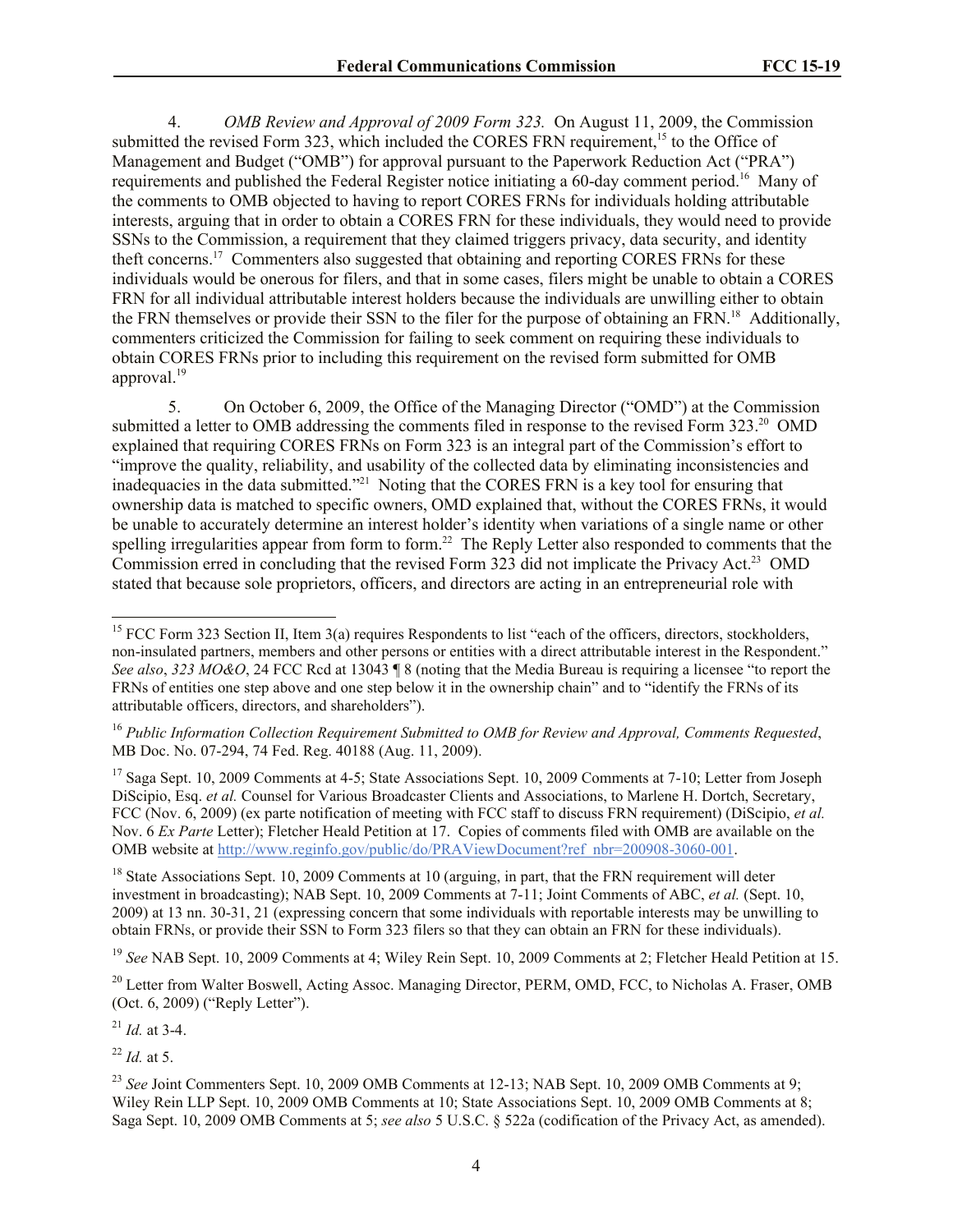4. *OMB Review and Approval of 2009 Form 323.* On August 11, 2009, the Commission submitted the revised Form 323, which included the CORES FRN requirement,[15] to the Office of Management and Budget ("OMB") for approval pursuant to the Paperwork Reduction Act ("PRA") requirements and published the Federal Register notice initiating a 60-day comment period.[16] Many of the comments to OMB objected to having to report CORES FRNs for individuals holding attributable interests, arguing that in order to obtain a CORES FRN for these individuals, they would need to provide SSNs to the Commission, a requirement that they claimed triggers privacy, data security, and identity theft concerns.[17] Commenters also suggested that obtaining and reporting CORES FRNs for these individuals would be onerous for filers, and that in some cases, filers might be unable to obtain a CORES FRN for all individual attributable interest holders because the individuals are unwilling either to obtain the FRN themselves or provide their SSN to the filer for the purpose of obtaining an FRN.[18] Additionally, commenters criticized the Commission for failing to seek comment on requiring these individuals to obtain CORES FRNs prior to including this requirement on the revised form submitted for OMB approval.[19]

5. On October 6, 2009, the Office of the Managing Director ("OMD") at the Commission submitted a letter to OMB addressing the comments filed in response to the revised Form 323.[20] OMD explained that requiring CORES FRNs on Form 323 is an integral part of the Commission's effort to "improve the quality, reliability, and usability of the collected data by eliminating inconsistencies and inadequacies in the data submitted."[21] Noting that the CORES FRN is a key tool for ensuring that ownership data is matched to specific owners, OMD explained that, without the CORES FRNs, it would be unable to accurately determine an interest holder's identity when variations of a single name or other spelling irregularities appear from form to form.[22] The Reply Letter also responded to comments that the Commission erred in concluding that the revised Form 323 did not implicate the Privacy Act.[23] OMD stated that because sole proprietors, officers, and directors are acting in an entrepreneurial role with

---

[15] FCC Form 323 Section II, Item 3(a) requires Respondents to list "each of the officers, directors, stockholders, non-insulated partners, members and other persons or entities with a direct attributable interest in the Respondent." *See also*, *323 MO&O*, 24 FCC Rcd at 13043 ¶ 8 (noting that the Media Bureau is requiring a licensee "to report the FRNs of entities one step above and one step below it in the ownership chain" and to "identify the FRNs of its attributable officers, directors, and shareholders").

[16] *Public Information Collection Requirement Submitted to OMB for Review and Approval, Comments Requested*, MB Doc. No. 07-294, 74 Fed. Reg. 40188 (Aug. 11, 2009).

[17] Saga Sept. 10, 2009 Comments at 4-5; State Associations Sept. 10, 2009 Comments at 7-10; Letter from Joseph DiScipio, Esq. *et al.* Counsel for Various Broadcaster Clients and Associations, to Marlene H. Dortch, Secretary, FCC (Nov. 6, 2009) (ex parte notification of meeting with FCC staff to discuss FRN requirement) (DiScipio, *et al.* Nov. 6 *Ex Parte* Letter); Fletcher Heald Petition at 17. Copies of comments filed with OMB are available on the OMB website at http://www.reginfo.gov/public/do/PRAViewDocument?ref_nbr=200908-3060-001.

[18] State Associations Sept. 10, 2009 Comments at 10 (arguing, in part, that the FRN requirement will deter investment in broadcasting); NAB Sept. 10, 2009 Comments at 7-11; Joint Comments of ABC, *et al.* (Sept. 10, 2009) at 13 nn. 30-31, 21 (expressing concern that some individuals with reportable interests may be unwilling to obtain FRNs, or provide their SSN to Form 323 filers so that they can obtain an FRN for these individuals).

[19] *See* NAB Sept. 10, 2009 Comments at 4; Wiley Rein Sept. 10, 2009 Comments at 2; Fletcher Heald Petition at 15.

[20] Letter from Walter Boswell, Acting Assoc. Managing Director, PERM, OMD, FCC, to Nicholas A. Fraser, OMB (Oct. 6, 2009) ("Reply Letter").

[21] *Id.* at 3-4.

[22] *Id.* at 5.

[23] *See* Joint Commenters Sept. 10, 2009 OMB Comments at 12-13; NAB Sept. 10, 2009 OMB Comments at 9; Wiley Rein LLP Sept. 10, 2009 OMB Comments at 10; State Associations Sept. 10, 2009 OMB Comments at 8; Saga Sept. 10, 2009 OMB Comments at 5; *see also* 5 U.S.C. § 522a (codification of the Privacy Act, as amended).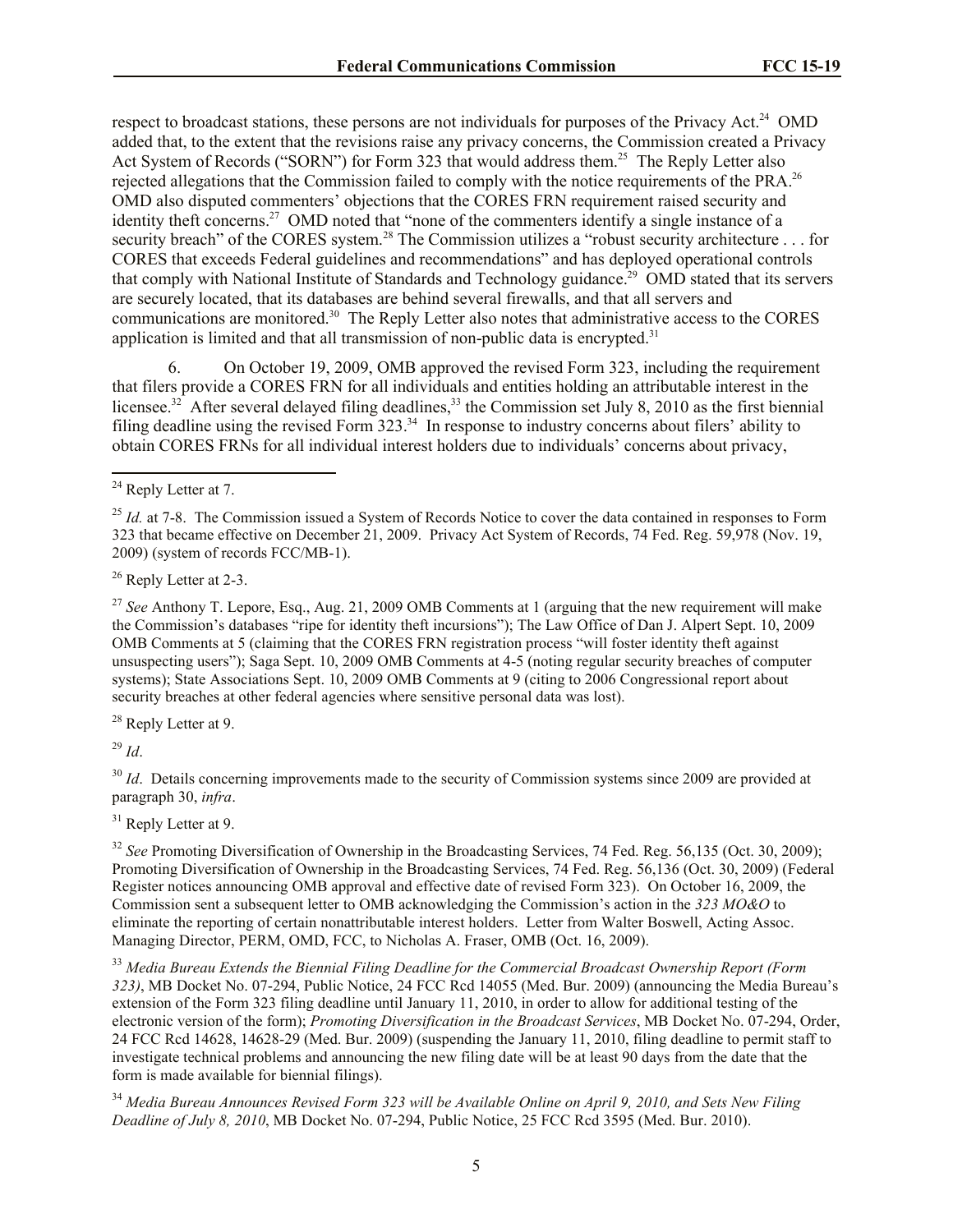respect to broadcast stations, these persons are not individuals for purposes of the Privacy Act.[24] OMD added that, to the extent that the revisions raise any privacy concerns, the Commission created a Privacy Act System of Records ("SORN") for Form 323 that would address them.[25] The Reply Letter also rejected allegations that the Commission failed to comply with the notice requirements of the PRA.[26] OMD also disputed commenters' objections that the CORES FRN requirement raised security and identity theft concerns.[27] OMD noted that "none of the commenters identify a single instance of a security breach" of the CORES system.[28] The Commission utilizes a "robust security architecture . . . for CORES that exceeds Federal guidelines and recommendations" and has deployed operational controls that comply with National Institute of Standards and Technology guidance.[29] OMD stated that its servers are securely located, that its databases are behind several firewalls, and that all servers and communications are monitored.[30] The Reply Letter also notes that administrative access to the CORES application is limited and that all transmission of non-public data is encrypted.[31]

6. On October 19, 2009, OMB approved the revised Form 323, including the requirement that filers provide a CORES FRN for all individuals and entities holding an attributable interest in the licensee.[32] After several delayed filing deadlines,[33] the Commission set July 8, 2010 as the first biennial filing deadline using the revised Form 323.[34] In response to industry concerns about filers' ability to obtain CORES FRNs for all individual interest holders due to individuals' concerns about privacy,

---

[24] Reply Letter at 7.

[25] *Id.* at 7-8. The Commission issued a System of Records Notice to cover the data contained in responses to Form 323 that became effective on December 21, 2009. Privacy Act System of Records, 74 Fed. Reg. 59,978 (Nov. 19, 2009) (system of records FCC/MB-1).

[26] Reply Letter at 2-3.

[27] *See* Anthony T. Lepore, Esq., Aug. 21, 2009 OMB Comments at 1 (arguing that the new requirement will make the Commission's databases "ripe for identity theft incursions"); The Law Office of Dan J. Alpert Sept. 10, 2009 OMB Comments at 5 (claiming that the CORES FRN registration process "will foster identity theft against unsuspecting users"); Saga Sept. 10, 2009 OMB Comments at 4-5 (noting regular security breaches of computer systems); State Associations Sept. 10, 2009 OMB Comments at 9 (citing to 2006 Congressional report about security breaches at other federal agencies where sensitive personal data was lost).

[28] Reply Letter at 9.

[29] *Id*.

[30] *Id*. Details concerning improvements made to the security of Commission systems since 2009 are provided at paragraph 30, *infra*.

[31] Reply Letter at 9.

[32] *See* Promoting Diversification of Ownership in the Broadcasting Services, 74 Fed. Reg. 56,135 (Oct. 30, 2009); Promoting Diversification of Ownership in the Broadcasting Services, 74 Fed. Reg. 56,136 (Oct. 30, 2009) (Federal Register notices announcing OMB approval and effective date of revised Form 323). On October 16, 2009, the Commission sent a subsequent letter to OMB acknowledging the Commission's action in the *323 MO&O* to eliminate the reporting of certain nonattributable interest holders. Letter from Walter Boswell, Acting Assoc. Managing Director, PERM, OMD, FCC, to Nicholas A. Fraser, OMB (Oct. 16, 2009).

[33] *Media Bureau Extends the Biennial Filing Deadline for the Commercial Broadcast Ownership Report (Form 323)*, MB Docket No. 07-294, Public Notice, 24 FCC Rcd 14055 (Med. Bur. 2009) (announcing the Media Bureau's extension of the Form 323 filing deadline until January 11, 2010, in order to allow for additional testing of the electronic version of the form); *Promoting Diversification in the Broadcast Services*, MB Docket No. 07-294, Order, 24 FCC Rcd 14628, 14628-29 (Med. Bur. 2009) (suspending the January 11, 2010, filing deadline to permit staff to investigate technical problems and announcing the new filing date will be at least 90 days from the date that the form is made available for biennial filings).

[34] *Media Bureau Announces Revised Form 323 will be Available Online on April 9, 2010, and Sets New Filing Deadline of July 8, 2010*, MB Docket No. 07-294, Public Notice, 25 FCC Rcd 3595 (Med. Bur. 2010).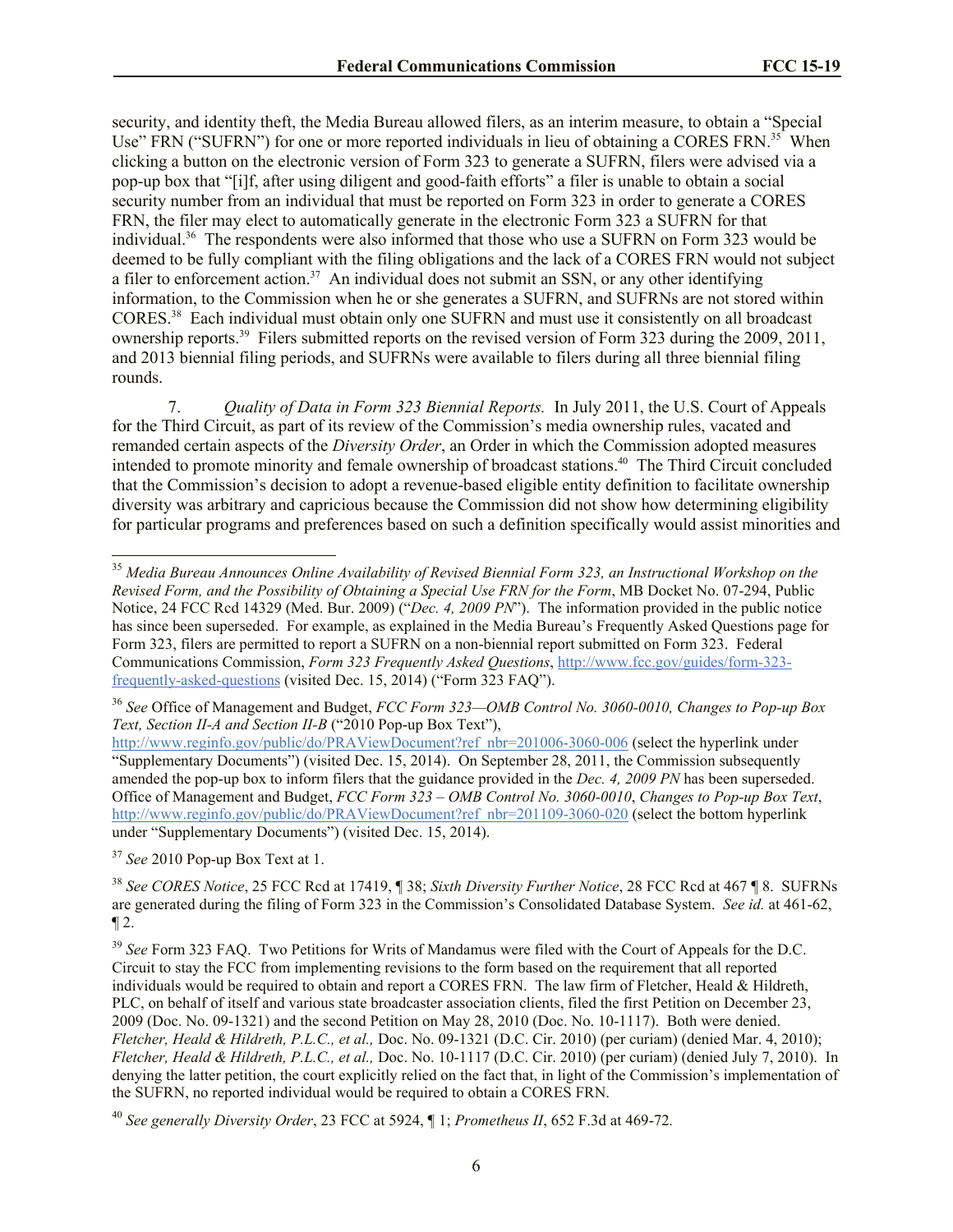security, and identity theft, the Media Bureau allowed filers, as an interim measure, to obtain a "Special Use" FRN ("SUFRN") for one or more reported individuals in lieu of obtaining a CORES FRN.[35] When clicking a button on the electronic version of Form 323 to generate a SUFRN, filers were advised via a pop-up box that "[i]f, after using diligent and good-faith efforts" a filer is unable to obtain a social security number from an individual that must be reported on Form 323 in order to generate a CORES FRN, the filer may elect to automatically generate in the electronic Form 323 a SUFRN for that individual.[36] The respondents were also informed that those who use a SUFRN on Form 323 would be deemed to be fully compliant with the filing obligations and the lack of a CORES FRN would not subject a filer to enforcement action.[37] An individual does not submit an SSN, or any other identifying information, to the Commission when he or she generates a SUFRN, and SUFRNs are not stored within CORES.[38] Each individual must obtain only one SUFRN and must use it consistently on all broadcast ownership reports.[39] Filers submitted reports on the revised version of Form 323 during the 2009, 2011, and 2013 biennial filing periods, and SUFRNs were available to filers during all three biennial filing rounds.

7. *Quality of Data in Form 323 Biennial Reports.* In July 2011, the U.S. Court of Appeals for the Third Circuit, as part of its review of the Commission's media ownership rules, vacated and remanded certain aspects of the *Diversity Order*, an Order in which the Commission adopted measures intended to promote minority and female ownership of broadcast stations.[40] The Third Circuit concluded that the Commission's decision to adopt a revenue-based eligible entity definition to facilitate ownership diversity was arbitrary and capricious because the Commission did not show how determining eligibility for particular programs and preferences based on such a definition specifically would assist minorities and

---

[35] *Media Bureau Announces Online Availability of Revised Biennial Form 323, an Instructional Workshop on the Revised Form, and the Possibility of Obtaining a Special Use FRN for the Form*, MB Docket No. 07-294, Public Notice, 24 FCC Rcd 14329 (Med. Bur. 2009) ("*Dec. 4, 2009 PN*"). The information provided in the public notice has since been superseded. For example, as explained in the Media Bureau's Frequently Asked Questions page for Form 323, filers are permitted to report a SUFRN on a non-biennial report submitted on Form 323. Federal Communications Commission, *Form 323 Frequently Asked Questions*, http://www.fcc.gov/guides/form-323-frequently-asked-questions (visited Dec. 15, 2014) ("Form 323 FAQ").

[36] *See* Office of Management and Budget, *FCC Form 323—OMB Control No. 3060-0010, Changes to Pop-up Box Text, Section II-A and Section II-B* ("2010 Pop-up Box Text"), http://www.reginfo.gov/public/do/PRAViewDocument?ref_nbr=201006-3060-006 (select the hyperlink under "Supplementary Documents") (visited Dec. 15, 2014). On September 28, 2011, the Commission subsequently amended the pop-up box to inform filers that the guidance provided in the *Dec. 4, 2009 PN* has been superseded. Office of Management and Budget, *FCC Form 323 – OMB Control No. 3060-0010*, *Changes to Pop-up Box Text*, http://www.reginfo.gov/public/do/PRAViewDocument?ref_nbr=201109-3060-020 (select the bottom hyperlink under "Supplementary Documents") (visited Dec. 15, 2014).

[37] *See* 2010 Pop-up Box Text at 1.

[38] *See CORES Notice*, 25 FCC Rcd at 17419, ¶ 38; *Sixth Diversity Further Notice*, 28 FCC Rcd at 467 ¶ 8. SUFRNs are generated during the filing of Form 323 in the Commission's Consolidated Database System. *See id.* at 461-62, ¶ 2.

[39] *See* Form 323 FAQ. Two Petitions for Writs of Mandamus were filed with the Court of Appeals for the D.C. Circuit to stay the FCC from implementing revisions to the form based on the requirement that all reported individuals would be required to obtain and report a CORES FRN. The law firm of Fletcher, Heald & Hildreth, PLC, on behalf of itself and various state broadcaster association clients, filed the first Petition on December 23, 2009 (Doc. No. 09-1321) and the second Petition on May 28, 2010 (Doc. No. 10-1117). Both were denied. *Fletcher, Heald & Hildreth, P.L.C., et al.,* Doc. No. 09-1321 (D.C. Cir. 2010) (per curiam) (denied Mar. 4, 2010); *Fletcher, Heald & Hildreth, P.L.C., et al.,* Doc. No. 10-1117 (D.C. Cir. 2010) (per curiam) (denied July 7, 2010). In denying the latter petition, the court explicitly relied on the fact that, in light of the Commission's implementation of the SUFRN, no reported individual would be required to obtain a CORES FRN.

[40] *See generally Diversity Order*, 23 FCC at 5924, ¶ 1; *Prometheus II*, 652 F.3d at 469-72.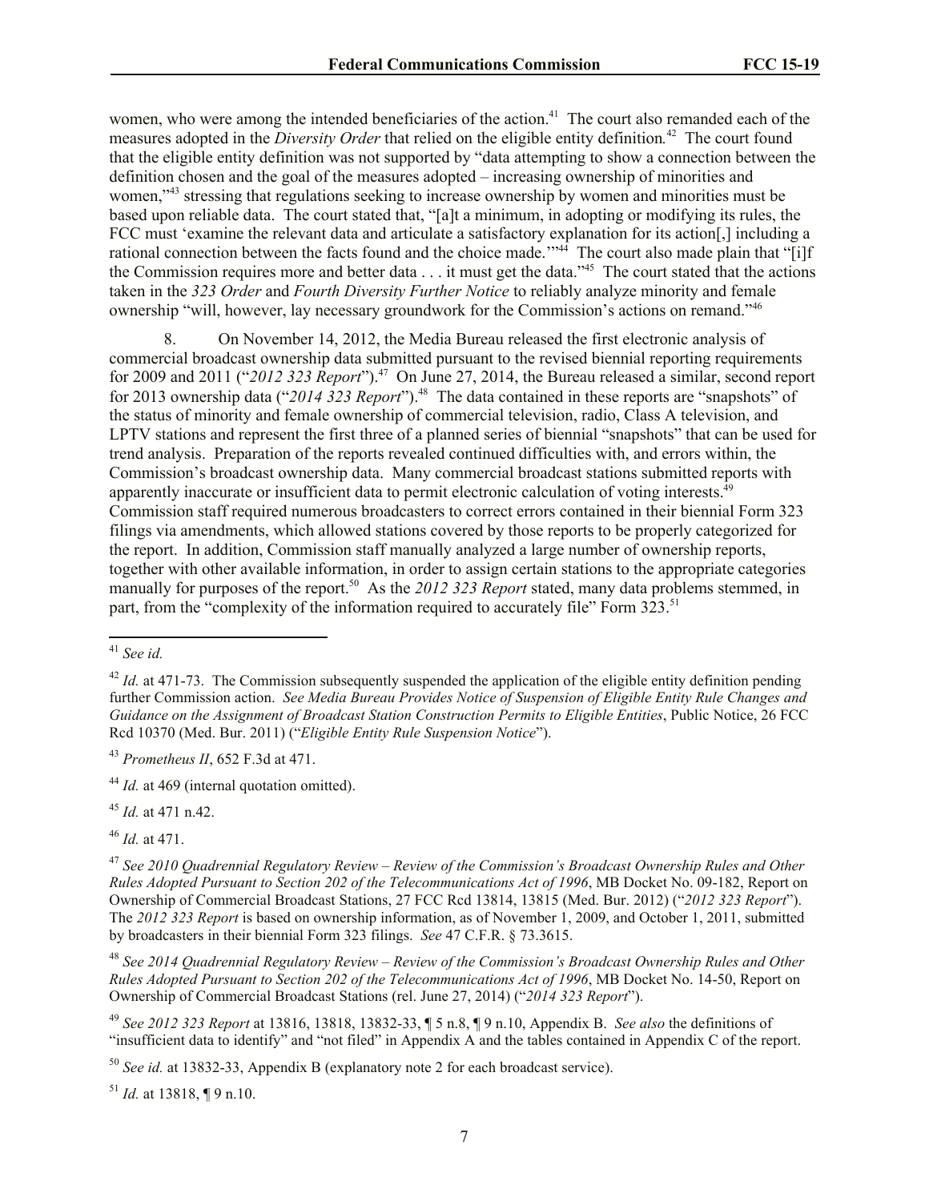women, who were among the intended beneficiaries of the action.[41] The court also remanded each of the measures adopted in the *Diversity Order* that relied on the eligible entity definition.[42] The court found that the eligible entity definition was not supported by "data attempting to show a connection between the definition chosen and the goal of the measures adopted – increasing ownership of minorities and women,"[43] stressing that regulations seeking to increase ownership by women and minorities must be based upon reliable data. The court stated that, "[a]t a minimum, in adopting or modifying its rules, the FCC must 'examine the relevant data and articulate a satisfactory explanation for its action[,] including a rational connection between the facts found and the choice made.'"[44] The court also made plain that "[i]f the Commission requires more and better data . . . it must get the data."[45] The court stated that the actions taken in the *323 Order* and *Fourth Diversity Further Notice* to reliably analyze minority and female ownership "will, however, lay necessary groundwork for the Commission's actions on remand."[46]

8. On November 14, 2012, the Media Bureau released the first electronic analysis of commercial broadcast ownership data submitted pursuant to the revised biennial reporting requirements for 2009 and 2011 ("*2012 323 Report*").[47] On June 27, 2014, the Bureau released a similar, second report for 2013 ownership data ("*2014 323 Report*").[48] The data contained in these reports are "snapshots" of the status of minority and female ownership of commercial television, radio, Class A television, and LPTV stations and represent the first three of a planned series of biennial "snapshots" that can be used for trend analysis. Preparation of the reports revealed continued difficulties with, and errors within, the Commission's broadcast ownership data. Many commercial broadcast stations submitted reports with apparently inaccurate or insufficient data to permit electronic calculation of voting interests.[49] Commission staff required numerous broadcasters to correct errors contained in their biennial Form 323 filings via amendments, which allowed stations covered by those reports to be properly categorized for the report. In addition, Commission staff manually analyzed a large number of ownership reports, together with other available information, in order to assign certain stations to the appropriate categories manually for purposes of the report.[50] As the *2012 323 Report* stated, many data problems stemmed, in part, from the "complexity of the information required to accurately file" Form 323.[51]

---

[41] *See id.*

[42] *Id.* at 471-73. The Commission subsequently suspended the application of the eligible entity definition pending further Commission action. *See Media Bureau Provides Notice of Suspension of Eligible Entity Rule Changes and Guidance on the Assignment of Broadcast Station Construction Permits to Eligible Entities*, Public Notice, 26 FCC Rcd 10370 (Med. Bur. 2011) ("*Eligible Entity Rule Suspension Notice*").

[43] *Prometheus II*, 652 F.3d at 471.

[44] *Id.* at 469 (internal quotation omitted).

[45] *Id.* at 471 n.42.

[46] *Id.* at 471.

[47] *See 2010 Quadrennial Regulatory Review – Review of the Commission's Broadcast Ownership Rules and Other Rules Adopted Pursuant to Section 202 of the Telecommunications Act of 1996*, MB Docket No. 09-182, Report on Ownership of Commercial Broadcast Stations, 27 FCC Rcd 13814, 13815 (Med. Bur. 2012) ("*2012 323 Report*"). The *2012 323 Report* is based on ownership information, as of November 1, 2009, and October 1, 2011, submitted by broadcasters in their biennial Form 323 filings. *See* 47 C.F.R. § 73.3615.

[48] *See 2014 Quadrennial Regulatory Review – Review of the Commission's Broadcast Ownership Rules and Other Rules Adopted Pursuant to Section 202 of the Telecommunications Act of 1996*, MB Docket No. 14-50, Report on Ownership of Commercial Broadcast Stations (rel. June 27, 2014) ("*2014 323 Report*").

[49] *See 2012 323 Report* at 13816, 13818, 13832-33, ¶ 5 n.8, ¶ 9 n.10, Appendix B. *See also* the definitions of "insufficient data to identify" and "not filed" in Appendix A and the tables contained in Appendix C of the report.

[50] *See id.* at 13832-33, Appendix B (explanatory note 2 for each broadcast service).

[51] *Id.* at 13818, ¶ 9 n.10.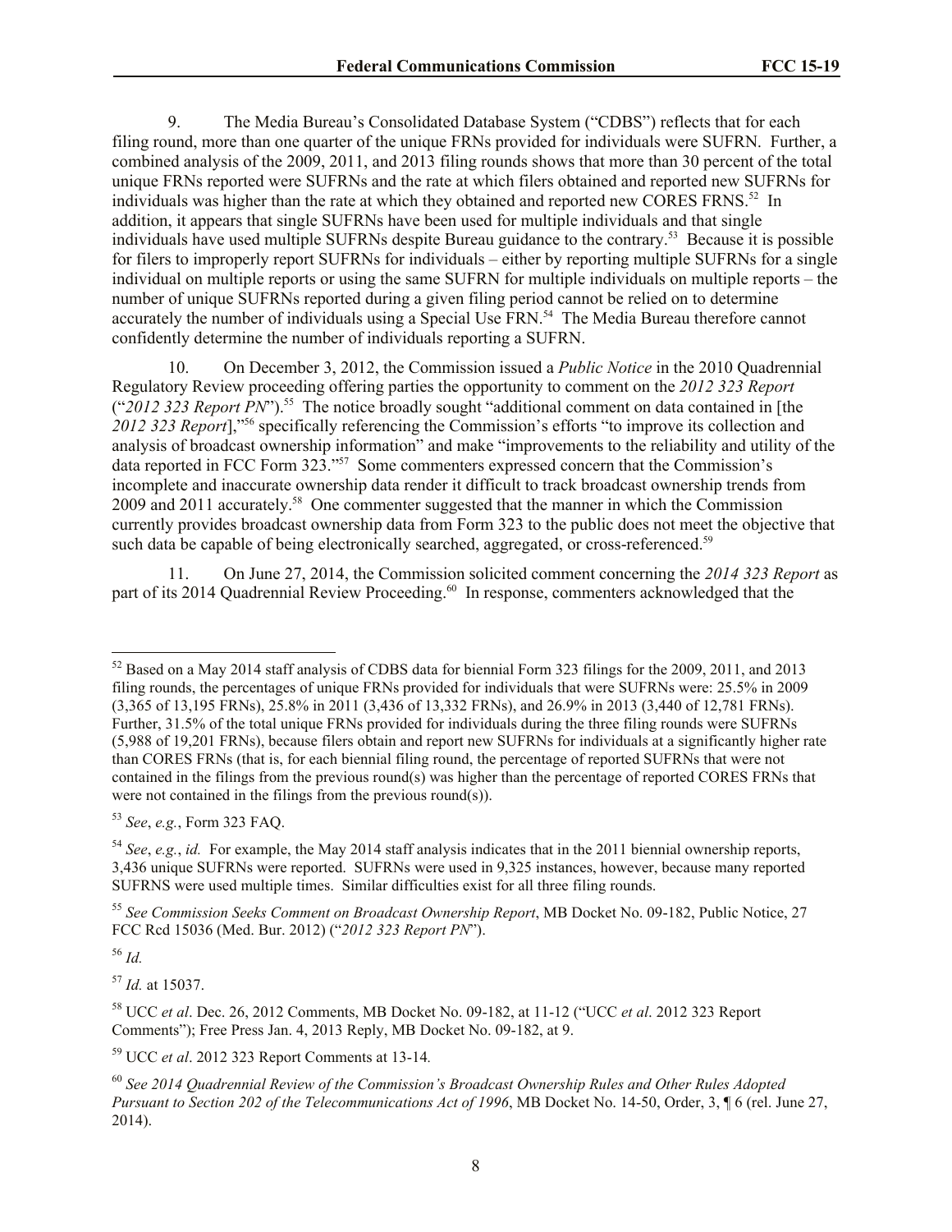9. The Media Bureau's Consolidated Database System ("CDBS") reflects that for each filing round, more than one quarter of the unique FRNs provided for individuals were SUFRN. Further, a combined analysis of the 2009, 2011, and 2013 filing rounds shows that more than 30 percent of the total unique FRNs reported were SUFRNs and the rate at which filers obtained and reported new SUFRNs for individuals was higher than the rate at which they obtained and reported new CORES FRNS.[52] In addition, it appears that single SUFRNs have been used for multiple individuals and that single individuals have used multiple SUFRNs despite Bureau guidance to the contrary.[53] Because it is possible for filers to improperly report SUFRNs for individuals – either by reporting multiple SUFRNs for a single individual on multiple reports or using the same SUFRN for multiple individuals on multiple reports – the number of unique SUFRNs reported during a given filing period cannot be relied on to determine accurately the number of individuals using a Special Use FRN.[54] The Media Bureau therefore cannot confidently determine the number of individuals reporting a SUFRN.

10. On December 3, 2012, the Commission issued a *Public Notice* in the 2010 Quadrennial Regulatory Review proceeding offering parties the opportunity to comment on the *2012 323 Report* ("*2012 323 Report PN*").[55] The notice broadly sought "additional comment on data contained in [the *2012 323 Report*],"[56] specifically referencing the Commission's efforts "to improve its collection and analysis of broadcast ownership information" and make "improvements to the reliability and utility of the data reported in FCC Form 323."[57] Some commenters expressed concern that the Commission's incomplete and inaccurate ownership data render it difficult to track broadcast ownership trends from 2009 and 2011 accurately.[58] One commenter suggested that the manner in which the Commission currently provides broadcast ownership data from Form 323 to the public does not meet the objective that such data be capable of being electronically searched, aggregated, or cross-referenced.[59]

11. On June 27, 2014, the Commission solicited comment concerning the *2014 323 Report* as part of its 2014 Quadrennial Review Proceeding.[60] In response, commenters acknowledged that the

---

[52] Based on a May 2014 staff analysis of CDBS data for biennial Form 323 filings for the 2009, 2011, and 2013 filing rounds, the percentages of unique FRNs provided for individuals that were SUFRNs were: 25.5% in 2009 (3,365 of 13,195 FRNs), 25.8% in 2011 (3,436 of 13,332 FRNs), and 26.9% in 2013 (3,440 of 12,781 FRNs). Further, 31.5% of the total unique FRNs provided for individuals during the three filing rounds were SUFRNs (5,988 of 19,201 FRNs), because filers obtain and report new SUFRNs for individuals at a significantly higher rate than CORES FRNs (that is, for each biennial filing round, the percentage of reported SUFRNs that were not contained in the filings from the previous round(s) was higher than the percentage of reported CORES FRNs that were not contained in the filings from the previous round(s)).

[53] *See*, *e.g.*, Form 323 FAQ.

[54] *See*, *e.g.*, *id.* For example, the May 2014 staff analysis indicates that in the 2011 biennial ownership reports, 3,436 unique SUFRNs were reported. SUFRNs were used in 9,325 instances, however, because many reported SUFRNS were used multiple times. Similar difficulties exist for all three filing rounds.

[55] *See Commission Seeks Comment on Broadcast Ownership Report*, MB Docket No. 09-182, Public Notice, 27 FCC Rcd 15036 (Med. Bur. 2012) ("*2012 323 Report PN*").

[56] *Id.*

[57] *Id.* at 15037.

[58] UCC *et al*. Dec. 26, 2012 Comments, MB Docket No. 09-182, at 11-12 ("UCC *et al*. 2012 323 Report Comments"); Free Press Jan. 4, 2013 Reply, MB Docket No. 09-182, at 9.

[59] UCC *et al*. 2012 323 Report Comments at 13-14.

[60] *See 2014 Quadrennial Review of the Commission's Broadcast Ownership Rules and Other Rules Adopted Pursuant to Section 202 of the Telecommunications Act of 1996*, MB Docket No. 14-50, Order, 3, ¶ 6 (rel. June 27, 2014).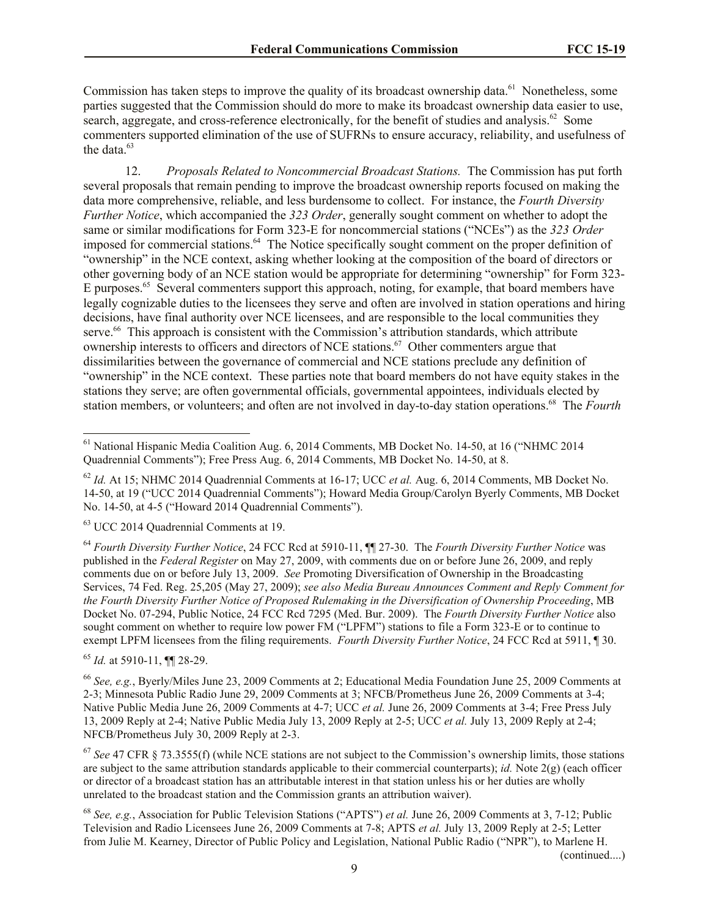Commission has taken steps to improve the quality of its broadcast ownership data.[61] Nonetheless, some parties suggested that the Commission should do more to make its broadcast ownership data easier to use, search, aggregate, and cross-reference electronically, for the benefit of studies and analysis.[62] Some commenters supported elimination of the use of SUFRNs to ensure accuracy, reliability, and usefulness of the data.[63]

12. *Proposals Related to Noncommercial Broadcast Stations.* The Commission has put forth several proposals that remain pending to improve the broadcast ownership reports focused on making the data more comprehensive, reliable, and less burdensome to collect. For instance, the *Fourth Diversity Further Notice*, which accompanied the *323 Order*, generally sought comment on whether to adopt the same or similar modifications for Form 323-E for noncommercial stations ("NCEs") as the *323 Order* imposed for commercial stations.[64] The Notice specifically sought comment on the proper definition of "ownership" in the NCE context, asking whether looking at the composition of the board of directors or other governing body of an NCE station would be appropriate for determining "ownership" for Form 323-E purposes.[65] Several commenters support this approach, noting, for example, that board members have legally cognizable duties to the licensees they serve and often are involved in station operations and hiring decisions, have final authority over NCE licensees, and are responsible to the local communities they serve.[66] This approach is consistent with the Commission's attribution standards, which attribute ownership interests to officers and directors of NCE stations.[67] Other commenters argue that dissimilarities between the governance of commercial and NCE stations preclude any definition of "ownership" in the NCE context. These parties note that board members do not have equity stakes in the stations they serve; are often governmental officials, governmental appointees, individuals elected by station members, or volunteers; and often are not involved in day-to-day station operations.[68] The *Fourth*

---

[61] National Hispanic Media Coalition Aug. 6, 2014 Comments, MB Docket No. 14-50, at 16 ("NHMC 2014 Quadrennial Comments"); Free Press Aug. 6, 2014 Comments, MB Docket No. 14-50, at 8.

[62] *Id.* At 15; NHMC 2014 Quadrennial Comments at 16-17; UCC *et al.* Aug. 6, 2014 Comments, MB Docket No. 14-50, at 19 ("UCC 2014 Quadrennial Comments"); Howard Media Group/Carolyn Byerly Comments, MB Docket No. 14-50, at 4-5 ("Howard 2014 Quadrennial Comments").

[63] UCC 2014 Quadrennial Comments at 19.

[64] *Fourth Diversity Further Notice*, 24 FCC Rcd at 5910-11, ¶¶ 27-30. The *Fourth Diversity Further Notice* was published in the *Federal Register* on May 27, 2009, with comments due on or before June 26, 2009, and reply comments due on or before July 13, 2009. *See* Promoting Diversification of Ownership in the Broadcasting Services, 74 Fed. Reg. 25,205 (May 27, 2009); *see also Media Bureau Announces Comment and Reply Comment for the Fourth Diversity Further Notice of Proposed Rulemaking in the Diversification of Ownership Proceeding*, MB Docket No. 07-294, Public Notice, 24 FCC Rcd 7295 (Med. Bur. 2009). The *Fourth Diversity Further Notice* also sought comment on whether to require low power FM ("LPFM") stations to file a Form 323-E or to continue to exempt LPFM licensees from the filing requirements. *Fourth Diversity Further Notice*, 24 FCC Rcd at 5911, ¶ 30.

[65] *Id.* at 5910-11, ¶¶ 28-29.

[66] *See, e.g.*, Byerly/Miles June 23, 2009 Comments at 2; Educational Media Foundation June 25, 2009 Comments at 2-3; Minnesota Public Radio June 29, 2009 Comments at 3; NFCB/Prometheus June 26, 2009 Comments at 3-4; Native Public Media June 26, 2009 Comments at 4-7; UCC *et al.* June 26, 2009 Comments at 3-4; Free Press July 13, 2009 Reply at 2-4; Native Public Media July 13, 2009 Reply at 2-5; UCC *et al.* July 13, 2009 Reply at 2-4; NFCB/Prometheus July 30, 2009 Reply at 2-3.

[67] *See* 47 CFR § 73.3555(f) (while NCE stations are not subject to the Commission's ownership limits, those stations are subject to the same attribution standards applicable to their commercial counterparts); *id.* Note 2(g) (each officer or director of a broadcast station has an attributable interest in that station unless his or her duties are wholly unrelated to the broadcast station and the Commission grants an attribution waiver).

[68] *See, e.g.*, Association for Public Television Stations ("APTS") *et al.* June 26, 2009 Comments at 3, 7-12; Public Television and Radio Licensees June 26, 2009 Comments at 7-8; APTS *et al.* July 13, 2009 Reply at 2-5; Letter from Julie M. Kearney, Director of Public Policy and Legislation, National Public Radio ("NPR"), to Marlene H.

(continued....)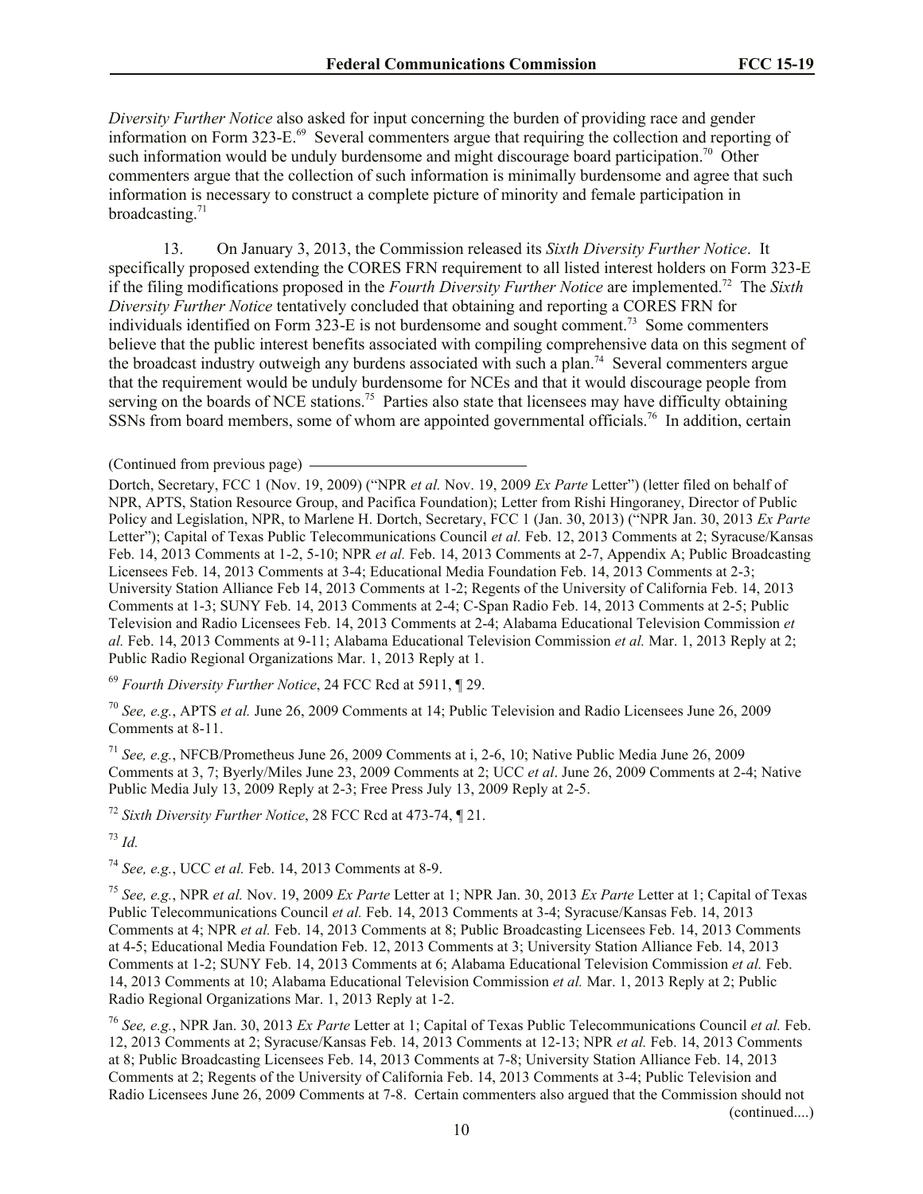*Diversity Further Notice* also asked for input concerning the burden of providing race and gender information on Form 323-E.[69] Several commenters argue that requiring the collection and reporting of such information would be unduly burdensome and might discourage board participation.[70] Other commenters argue that the collection of such information is minimally burdensome and agree that such information is necessary to construct a complete picture of minority and female participation in broadcasting.[71]

13. On January 3, 2013, the Commission released its *Sixth Diversity Further Notice*. It specifically proposed extending the CORES FRN requirement to all listed interest holders on Form 323-E if the filing modifications proposed in the *Fourth Diversity Further Notice* are implemented.[72] The *Sixth Diversity Further Notice* tentatively concluded that obtaining and reporting a CORES FRN for individuals identified on Form 323-E is not burdensome and sought comment.[73] Some commenters believe that the public interest benefits associated with compiling comprehensive data on this segment of the broadcast industry outweigh any burdens associated with such a plan.[74] Several commenters argue that the requirement would be unduly burdensome for NCEs and that it would discourage people from serving on the boards of NCE stations.[75] Parties also state that licensees may have difficulty obtaining SSNs from board members, some of whom are appointed governmental officials.[76] In addition, certain

(Continued from previous page)

Dortch, Secretary, FCC 1 (Nov. 19, 2009) ("NPR *et al.* Nov. 19, 2009 *Ex Parte* Letter") (letter filed on behalf of NPR, APTS, Station Resource Group, and Pacifica Foundation); Letter from Rishi Hingoraney, Director of Public Policy and Legislation, NPR, to Marlene H. Dortch, Secretary, FCC 1 (Jan. 30, 2013) ("NPR Jan. 30, 2013 *Ex Parte* Letter"); Capital of Texas Public Telecommunications Council *et al.* Feb. 12, 2013 Comments at 2; Syracuse/Kansas Feb. 14, 2013 Comments at 1-2, 5-10; NPR *et al.* Feb. 14, 2013 Comments at 2-7, Appendix A; Public Broadcasting Licensees Feb. 14, 2013 Comments at 3-4; Educational Media Foundation Feb. 14, 2013 Comments at 2-3; University Station Alliance Feb 14, 2013 Comments at 1-2; Regents of the University of California Feb. 14, 2013 Comments at 1-3; SUNY Feb. 14, 2013 Comments at 2-4; C-Span Radio Feb. 14, 2013 Comments at 2-5; Public Television and Radio Licensees Feb. 14, 2013 Comments at 2-4; Alabama Educational Television Commission *et al.* Feb. 14, 2013 Comments at 9-11; Alabama Educational Television Commission *et al.* Mar. 1, 2013 Reply at 2; Public Radio Regional Organizations Mar. 1, 2013 Reply at 1.

[69] *Fourth Diversity Further Notice*, 24 FCC Rcd at 5911, ¶ 29.

[70] *See, e.g.*, APTS *et al.* June 26, 2009 Comments at 14; Public Television and Radio Licensees June 26, 2009 Comments at 8-11.

[71] *See, e.g.*, NFCB/Prometheus June 26, 2009 Comments at i, 2-6, 10; Native Public Media June 26, 2009 Comments at 3, 7; Byerly/Miles June 23, 2009 Comments at 2; UCC *et al*. June 26, 2009 Comments at 2-4; Native Public Media July 13, 2009 Reply at 2-3; Free Press July 13, 2009 Reply at 2-5.

[72] *Sixth Diversity Further Notice*, 28 FCC Rcd at 473-74, ¶ 21.

[73] *Id.*

[74] *See, e.g.*, UCC *et al.* Feb. 14, 2013 Comments at 8-9.

[75] *See, e.g.*, NPR *et al.* Nov. 19, 2009 *Ex Parte* Letter at 1; NPR Jan. 30, 2013 *Ex Parte* Letter at 1; Capital of Texas Public Telecommunications Council *et al.* Feb. 14, 2013 Comments at 3-4; Syracuse/Kansas Feb. 14, 2013 Comments at 4; NPR *et al.* Feb. 14, 2013 Comments at 8; Public Broadcasting Licensees Feb. 14, 2013 Comments at 4-5; Educational Media Foundation Feb. 12, 2013 Comments at 3; University Station Alliance Feb. 14, 2013 Comments at 1-2; SUNY Feb. 14, 2013 Comments at 6; Alabama Educational Television Commission *et al.* Feb. 14, 2013 Comments at 10; Alabama Educational Television Commission *et al.* Mar. 1, 2013 Reply at 2; Public Radio Regional Organizations Mar. 1, 2013 Reply at 1-2.

[76] *See, e.g.*, NPR Jan. 30, 2013 *Ex Parte* Letter at 1; Capital of Texas Public Telecommunications Council *et al.* Feb. 12, 2013 Comments at 2; Syracuse/Kansas Feb. 14, 2013 Comments at 12-13; NPR *et al.* Feb. 14, 2013 Comments at 8; Public Broadcasting Licensees Feb. 14, 2013 Comments at 7-8; University Station Alliance Feb. 14, 2013 Comments at 2; Regents of the University of California Feb. 14, 2013 Comments at 3-4; Public Television and Radio Licensees June 26, 2009 Comments at 7-8. Certain commenters also argued that the Commission should not

(continued....)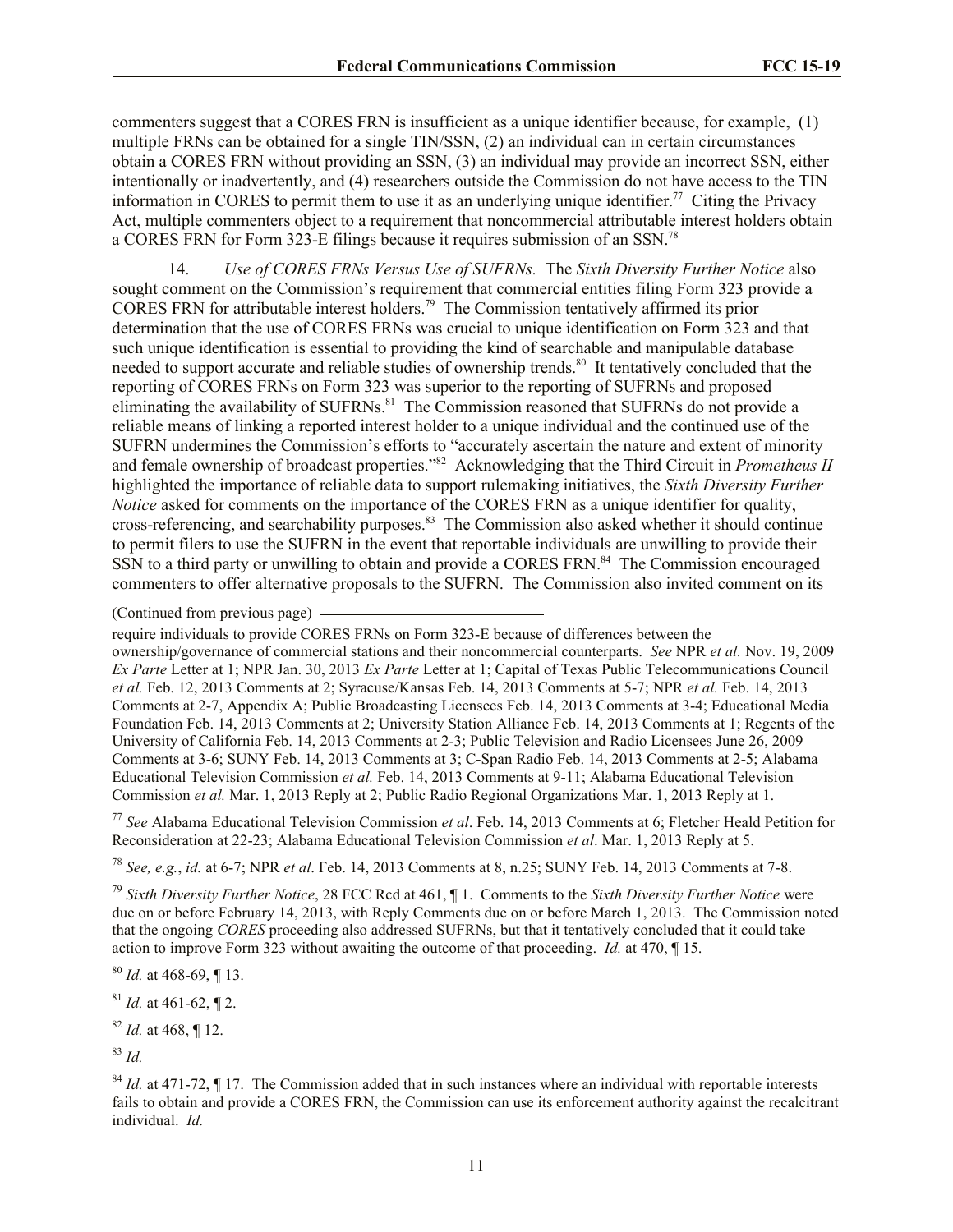commenters suggest that a CORES FRN is insufficient as a unique identifier because, for example, (1) multiple FRNs can be obtained for a single TIN/SSN, (2) an individual can in certain circumstances obtain a CORES FRN without providing an SSN, (3) an individual may provide an incorrect SSN, either intentionally or inadvertently, and (4) researchers outside the Commission do not have access to the TIN information in CORES to permit them to use it as an underlying unique identifier.[77] Citing the Privacy Act, multiple commenters object to a requirement that noncommercial attributable interest holders obtain a CORES FRN for Form 323-E filings because it requires submission of an SSN.[78]

14. *Use of CORES FRNs Versus Use of SUFRNs.* The *Sixth Diversity Further Notice* also sought comment on the Commission's requirement that commercial entities filing Form 323 provide a CORES FRN for attributable interest holders.[79] The Commission tentatively affirmed its prior determination that the use of CORES FRNs was crucial to unique identification on Form 323 and that such unique identification is essential to providing the kind of searchable and manipulable database needed to support accurate and reliable studies of ownership trends.[80] It tentatively concluded that the reporting of CORES FRNs on Form 323 was superior to the reporting of SUFRNs and proposed eliminating the availability of SUFRNs.[81] The Commission reasoned that SUFRNs do not provide a reliable means of linking a reported interest holder to a unique individual and the continued use of the SUFRN undermines the Commission's efforts to "accurately ascertain the nature and extent of minority and female ownership of broadcast properties."[82] Acknowledging that the Third Circuit in *Prometheus II* highlighted the importance of reliable data to support rulemaking initiatives, the *Sixth Diversity Further Notice* asked for comments on the importance of the CORES FRN as a unique identifier for quality, cross-referencing, and searchability purposes.[83] The Commission also asked whether it should continue to permit filers to use the SUFRN in the event that reportable individuals are unwilling to provide their SSN to a third party or unwilling to obtain and provide a CORES FRN.[84] The Commission encouraged commenters to offer alternative proposals to the SUFRN. The Commission also invited comment on its

(Continued from previous page)

require individuals to provide CORES FRNs on Form 323-E because of differences between the ownership/governance of commercial stations and their noncommercial counterparts. *See* NPR *et al.* Nov. 19, 2009 *Ex Parte* Letter at 1; NPR Jan. 30, 2013 *Ex Parte* Letter at 1; Capital of Texas Public Telecommunications Council *et al.* Feb. 12, 2013 Comments at 2; Syracuse/Kansas Feb. 14, 2013 Comments at 5-7; NPR *et al.* Feb. 14, 2013 Comments at 2-7, Appendix A; Public Broadcasting Licensees Feb. 14, 2013 Comments at 3-4; Educational Media Foundation Feb. 14, 2013 Comments at 2; University Station Alliance Feb. 14, 2013 Comments at 1; Regents of the University of California Feb. 14, 2013 Comments at 2-3; Public Television and Radio Licensees June 26, 2009 Comments at 3-6; SUNY Feb. 14, 2013 Comments at 3; C-Span Radio Feb. 14, 2013 Comments at 2-5; Alabama Educational Television Commission *et al.* Feb. 14, 2013 Comments at 9-11; Alabama Educational Television Commission *et al.* Mar. 1, 2013 Reply at 2; Public Radio Regional Organizations Mar. 1, 2013 Reply at 1.

[77] *See* Alabama Educational Television Commission *et al*. Feb. 14, 2013 Comments at 6; Fletcher Heald Petition for Reconsideration at 22-23; Alabama Educational Television Commission *et al*. Mar. 1, 2013 Reply at 5.

[78] *See, e.g.*, *id.* at 6-7; NPR *et al*. Feb. 14, 2013 Comments at 8, n.25; SUNY Feb. 14, 2013 Comments at 7-8.

[79] *Sixth Diversity Further Notice*, 28 FCC Rcd at 461, ¶ 1. Comments to the *Sixth Diversity Further Notice* were due on or before February 14, 2013, with Reply Comments due on or before March 1, 2013. The Commission noted that the ongoing *CORES* proceeding also addressed SUFRNs, but that it tentatively concluded that it could take action to improve Form 323 without awaiting the outcome of that proceeding. *Id.* at 470, ¶ 15.

[80] *Id.* at 468-69, ¶ 13.

[81] *Id.* at 461-62, ¶ 2.

[82] *Id.* at 468, ¶ 12.

[83] *Id.*

[84] *Id.* at 471-72, ¶ 17. The Commission added that in such instances where an individual with reportable interests fails to obtain and provide a CORES FRN, the Commission can use its enforcement authority against the recalcitrant individual. *Id.*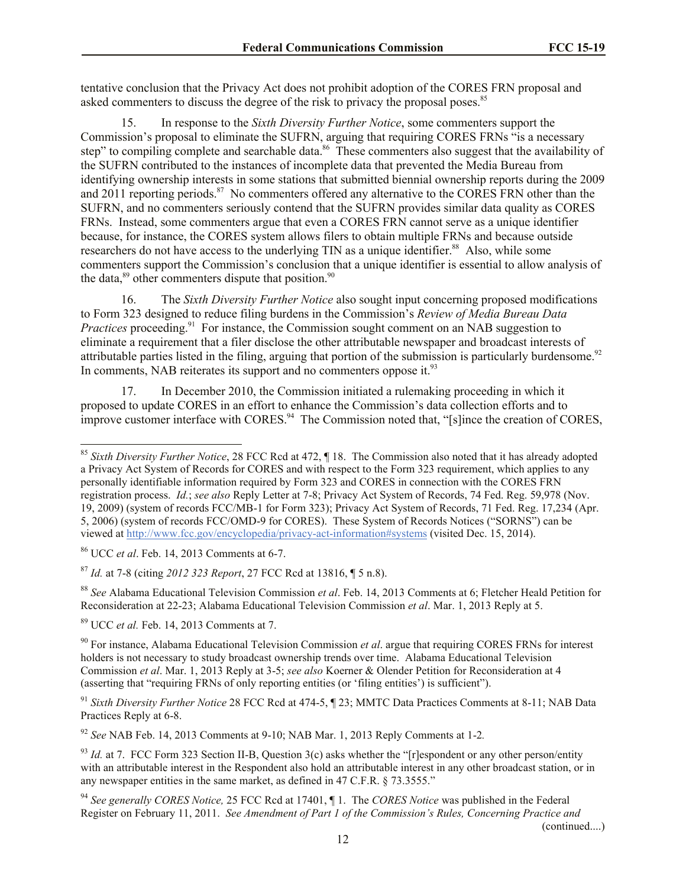tentative conclusion that the Privacy Act does not prohibit adoption of the CORES FRN proposal and asked commenters to discuss the degree of the risk to privacy the proposal poses.[85]

15. In response to the *Sixth Diversity Further Notice*, some commenters support the Commission's proposal to eliminate the SUFRN, arguing that requiring CORES FRNs "is a necessary step" to compiling complete and searchable data.[86] These commenters also suggest that the availability of the SUFRN contributed to the instances of incomplete data that prevented the Media Bureau from identifying ownership interests in some stations that submitted biennial ownership reports during the 2009 and 2011 reporting periods.[87] No commenters offered any alternative to the CORES FRN other than the SUFRN, and no commenters seriously contend that the SUFRN provides similar data quality as CORES FRNs. Instead, some commenters argue that even a CORES FRN cannot serve as a unique identifier because, for instance, the CORES system allows filers to obtain multiple FRNs and because outside researchers do not have access to the underlying TIN as a unique identifier.[88] Also, while some commenters support the Commission's conclusion that a unique identifier is essential to allow analysis of the data,[89] other commenters dispute that position.[90]

16. The *Sixth Diversity Further Notice* also sought input concerning proposed modifications to Form 323 designed to reduce filing burdens in the Commission's *Review of Media Bureau Data Practices* proceeding.[91] For instance, the Commission sought comment on an NAB suggestion to eliminate a requirement that a filer disclose the other attributable newspaper and broadcast interests of attributable parties listed in the filing, arguing that portion of the submission is particularly burdensome.[92] In comments, NAB reiterates its support and no commenters oppose it.[93]

17. In December 2010, the Commission initiated a rulemaking proceeding in which it proposed to update CORES in an effort to enhance the Commission's data collection efforts and to improve customer interface with CORES.[94] The Commission noted that, "[s]ince the creation of CORES,

---

[85] *Sixth Diversity Further Notice*, 28 FCC Rcd at 472, ¶ 18. The Commission also noted that it has already adopted a Privacy Act System of Records for CORES and with respect to the Form 323 requirement, which applies to any personally identifiable information required by Form 323 and CORES in connection with the CORES FRN registration process. *Id.*; *see also* Reply Letter at 7-8; Privacy Act System of Records, 74 Fed. Reg. 59,978 (Nov. 19, 2009) (system of records FCC/MB-1 for Form 323); Privacy Act System of Records, 71 Fed. Reg. 17,234 (Apr. 5, 2006) (system of records FCC/OMD-9 for CORES). These System of Records Notices ("SORNS") can be viewed at http://www.fcc.gov/encyclopedia/privacy-act-information#systems (visited Dec. 15, 2014).

[86] UCC *et al*. Feb. 14, 2013 Comments at 6-7.

[87] *Id.* at 7-8 (citing *2012 323 Report*, 27 FCC Rcd at 13816, ¶ 5 n.8).

[88] *See* Alabama Educational Television Commission *et al*. Feb. 14, 2013 Comments at 6; Fletcher Heald Petition for Reconsideration at 22-23; Alabama Educational Television Commission *et al*. Mar. 1, 2013 Reply at 5.

[89] UCC *et al.* Feb. 14, 2013 Comments at 7.

[90] For instance, Alabama Educational Television Commission *et al*. argue that requiring CORES FRNs for interest holders is not necessary to study broadcast ownership trends over time. Alabama Educational Television Commission *et al*. Mar. 1, 2013 Reply at 3-5; *see also* Koerner & Olender Petition for Reconsideration at 4 (asserting that "requiring FRNs of only reporting entities (or 'filing entities') is sufficient").

[91] *Sixth Diversity Further Notice* 28 FCC Rcd at 474-5, ¶ 23; MMTC Data Practices Comments at 8-11; NAB Data Practices Reply at 6-8.

[92] *See* NAB Feb. 14, 2013 Comments at 9-10; NAB Mar. 1, 2013 Reply Comments at 1-2*.*

[93] *Id.* at 7. FCC Form 323 Section II-B, Question 3(c) asks whether the "[r]espondent or any other person/entity with an attributable interest in the Respondent also hold an attributable interest in any other broadcast station, or in any newspaper entities in the same market, as defined in 47 C.F.R. § 73.3555."

[94] *See generally CORES Notice,* 25 FCC Rcd at 17401, ¶ 1. The *CORES Notice* was published in the Federal Register on February 11, 2011. *See Amendment of Part 1 of the Commission's Rules, Concerning Practice and* (continued....)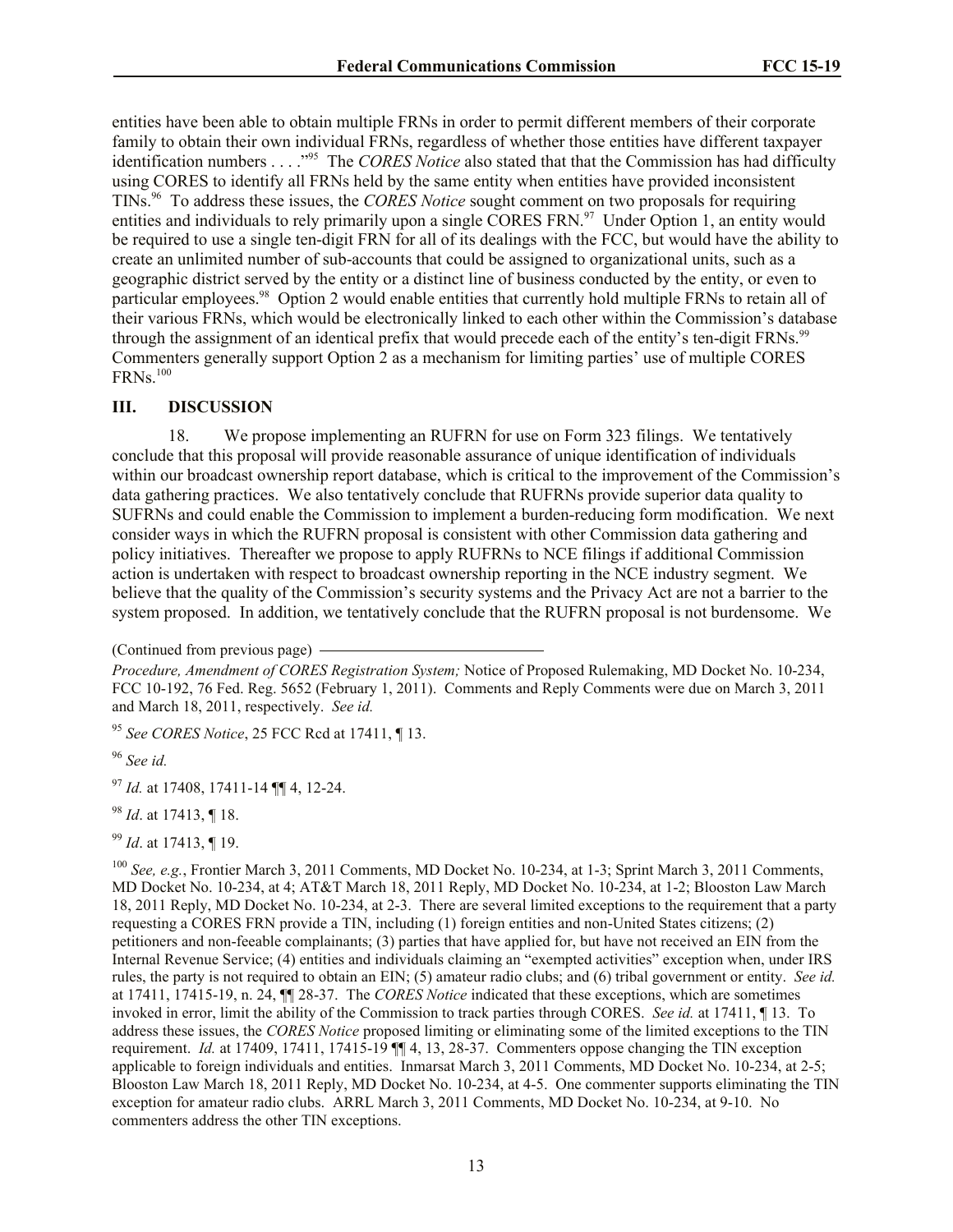entities have been able to obtain multiple FRNs in order to permit different members of their corporate family to obtain their own individual FRNs, regardless of whether those entities have different taxpayer identification numbers . . . ."[95] The *CORES Notice* also stated that that the Commission has had difficulty using CORES to identify all FRNs held by the same entity when entities have provided inconsistent TINs.[96] To address these issues, the *CORES Notice* sought comment on two proposals for requiring entities and individuals to rely primarily upon a single CORES FRN.[97] Under Option 1, an entity would be required to use a single ten-digit FRN for all of its dealings with the FCC, but would have the ability to create an unlimited number of sub-accounts that could be assigned to organizational units, such as a geographic district served by the entity or a distinct line of business conducted by the entity, or even to particular employees.[98] Option 2 would enable entities that currently hold multiple FRNs to retain all of their various FRNs, which would be electronically linked to each other within the Commission's database through the assignment of an identical prefix that would precede each of the entity's ten-digit FRNs.[99] Commenters generally support Option 2 as a mechanism for limiting parties' use of multiple CORES FRNs.[100]

## III. DISCUSSION

18. We propose implementing an RUFRN for use on Form 323 filings. We tentatively conclude that this proposal will provide reasonable assurance of unique identification of individuals within our broadcast ownership report database, which is critical to the improvement of the Commission's data gathering practices. We also tentatively conclude that RUFRNs provide superior data quality to SUFRNs and could enable the Commission to implement a burden-reducing form modification. We next consider ways in which the RUFRN proposal is consistent with other Commission data gathering and policy initiatives. Thereafter we propose to apply RUFRNs to NCE filings if additional Commission action is undertaken with respect to broadcast ownership reporting in the NCE industry segment. We believe that the quality of the Commission's security systems and the Privacy Act are not a barrier to the system proposed. In addition, we tentatively conclude that the RUFRN proposal is not burdensome. We

(Continued from previous page)

*Procedure, Amendment of CORES Registration System;* Notice of Proposed Rulemaking, MD Docket No. 10-234, FCC 10-192, 76 Fed. Reg. 5652 (February 1, 2011). Comments and Reply Comments were due on March 3, 2011 and March 18, 2011, respectively. *See id.*

[95] *See CORES Notice*, 25 FCC Rcd at 17411, ¶ 13.

[96] *See id.*

[97] *Id.* at 17408, 17411-14 ¶¶ 4, 12-24.

[98] *Id*. at 17413, ¶ 18.

[99] *Id*. at 17413, ¶ 19.

[100] *See, e.g.*, Frontier March 3, 2011 Comments, MD Docket No. 10-234, at 1-3; Sprint March 3, 2011 Comments, MD Docket No. 10-234, at 4; AT&T March 18, 2011 Reply, MD Docket No. 10-234, at 1-2; Blooston Law March 18, 2011 Reply, MD Docket No. 10-234, at 2-3. There are several limited exceptions to the requirement that a party requesting a CORES FRN provide a TIN, including (1) foreign entities and non-United States citizens; (2) petitioners and non-feeable complainants; (3) parties that have applied for, but have not received an EIN from the Internal Revenue Service; (4) entities and individuals claiming an "exempted activities" exception when, under IRS rules, the party is not required to obtain an EIN; (5) amateur radio clubs; and (6) tribal government or entity. *See id.* at 17411, 17415-19, n. 24, ¶¶ 28-37. The *CORES Notice* indicated that these exceptions, which are sometimes invoked in error, limit the ability of the Commission to track parties through CORES. *See id.* at 17411, ¶ 13. To address these issues, the *CORES Notice* proposed limiting or eliminating some of the limited exceptions to the TIN requirement. *Id.* at 17409, 17411, 17415-19 ¶¶ 4, 13, 28-37. Commenters oppose changing the TIN exception applicable to foreign individuals and entities. Inmarsat March 3, 2011 Comments, MD Docket No. 10-234, at 2-5; Blooston Law March 18, 2011 Reply, MD Docket No. 10-234, at 4-5. One commenter supports eliminating the TIN exception for amateur radio clubs. ARRL March 3, 2011 Comments, MD Docket No. 10-234, at 9-10. No commenters address the other TIN exceptions.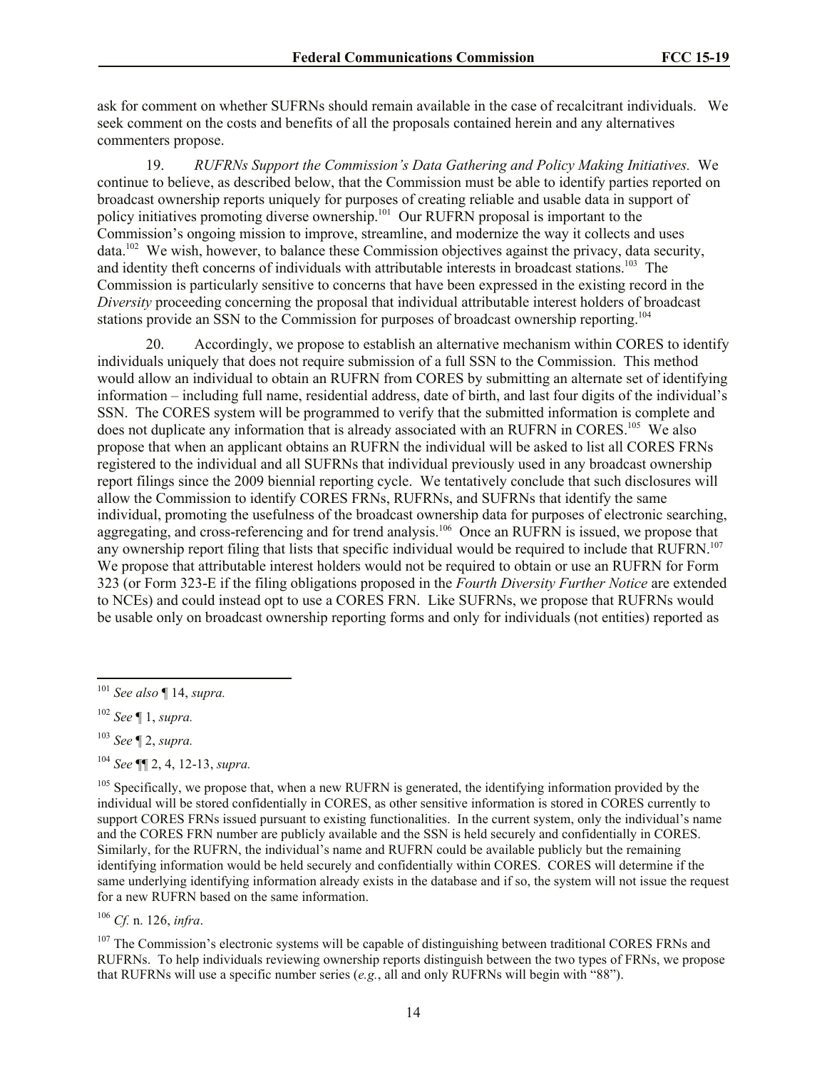ask for comment on whether SUFRNs should remain available in the case of recalcitrant individuals. We seek comment on the costs and benefits of all the proposals contained herein and any alternatives commenters propose.

19. *RUFRNs Support the Commission's Data Gathering and Policy Making Initiatives.* We continue to believe, as described below, that the Commission must be able to identify parties reported on broadcast ownership reports uniquely for purposes of creating reliable and usable data in support of policy initiatives promoting diverse ownership.[101] Our RUFRN proposal is important to the Commission's ongoing mission to improve, streamline, and modernize the way it collects and uses data.[102] We wish, however, to balance these Commission objectives against the privacy, data security, and identity theft concerns of individuals with attributable interests in broadcast stations.[103] The Commission is particularly sensitive to concerns that have been expressed in the existing record in the *Diversity* proceeding concerning the proposal that individual attributable interest holders of broadcast stations provide an SSN to the Commission for purposes of broadcast ownership reporting.[104]

20. Accordingly, we propose to establish an alternative mechanism within CORES to identify individuals uniquely that does not require submission of a full SSN to the Commission. This method would allow an individual to obtain an RUFRN from CORES by submitting an alternate set of identifying information – including full name, residential address, date of birth, and last four digits of the individual's SSN. The CORES system will be programmed to verify that the submitted information is complete and does not duplicate any information that is already associated with an RUFRN in CORES.[105] We also propose that when an applicant obtains an RUFRN the individual will be asked to list all CORES FRNs registered to the individual and all SUFRNs that individual previously used in any broadcast ownership report filings since the 2009 biennial reporting cycle. We tentatively conclude that such disclosures will allow the Commission to identify CORES FRNs, RUFRNs, and SUFRNs that identify the same individual, promoting the usefulness of the broadcast ownership data for purposes of electronic searching, aggregating, and cross-referencing and for trend analysis.[106] Once an RUFRN is issued, we propose that any ownership report filing that lists that specific individual would be required to include that RUFRN.[107] We propose that attributable interest holders would not be required to obtain or use an RUFRN for Form 323 (or Form 323-E if the filing obligations proposed in the *Fourth Diversity Further Notice* are extended to NCEs) and could instead opt to use a CORES FRN. Like SUFRNs, we propose that RUFRNs would be usable only on broadcast ownership reporting forms and only for individuals (not entities) reported as

---

[101] *See also* ¶ 14, *supra.*

[102] *See* ¶ 1, *supra.*

[103] *See* ¶ 2, *supra.*

[104] *See* ¶¶ 2, 4, 12-13, *supra.*

[105] Specifically, we propose that, when a new RUFRN is generated, the identifying information provided by the individual will be stored confidentially in CORES, as other sensitive information is stored in CORES currently to support CORES FRNs issued pursuant to existing functionalities. In the current system, only the individual's name and the CORES FRN number are publicly available and the SSN is held securely and confidentially in CORES. Similarly, for the RUFRN, the individual's name and RUFRN could be available publicly but the remaining identifying information would be held securely and confidentially within CORES. CORES will determine if the same underlying identifying information already exists in the database and if so, the system will not issue the request for a new RUFRN based on the same information.

[106] *Cf.* n. 126, *infra*.

[107] The Commission's electronic systems will be capable of distinguishing between traditional CORES FRNs and RUFRNs. To help individuals reviewing ownership reports distinguish between the two types of FRNs, we propose that RUFRNs will use a specific number series (*e.g.*, all and only RUFRNs will begin with "88").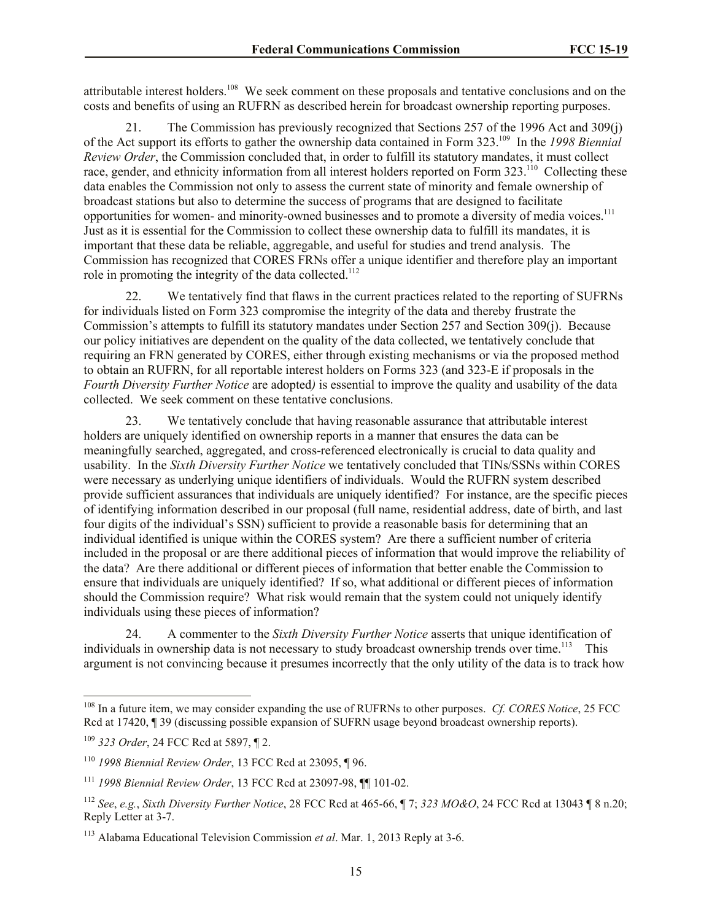attributable interest holders.[108] We seek comment on these proposals and tentative conclusions and on the costs and benefits of using an RUFRN as described herein for broadcast ownership reporting purposes.

21. The Commission has previously recognized that Sections 257 of the 1996 Act and 309(j) of the Act support its efforts to gather the ownership data contained in Form 323.[109] In the *1998 Biennial Review Order*, the Commission concluded that, in order to fulfill its statutory mandates, it must collect race, gender, and ethnicity information from all interest holders reported on Form 323.[110] Collecting these data enables the Commission not only to assess the current state of minority and female ownership of broadcast stations but also to determine the success of programs that are designed to facilitate opportunities for women- and minority-owned businesses and to promote a diversity of media voices.[111] Just as it is essential for the Commission to collect these ownership data to fulfill its mandates, it is important that these data be reliable, aggregable, and useful for studies and trend analysis. The Commission has recognized that CORES FRNs offer a unique identifier and therefore play an important role in promoting the integrity of the data collected.[112]

22. We tentatively find that flaws in the current practices related to the reporting of SUFRNs for individuals listed on Form 323 compromise the integrity of the data and thereby frustrate the Commission's attempts to fulfill its statutory mandates under Section 257 and Section 309(j). Because our policy initiatives are dependent on the quality of the data collected, we tentatively conclude that requiring an FRN generated by CORES, either through existing mechanisms or via the proposed method to obtain an RUFRN, for all reportable interest holders on Forms 323 (and 323-E if proposals in the *Fourth Diversity Further Notice* are adopted*)* is essential to improve the quality and usability of the data collected. We seek comment on these tentative conclusions.

23. We tentatively conclude that having reasonable assurance that attributable interest holders are uniquely identified on ownership reports in a manner that ensures the data can be meaningfully searched, aggregated, and cross-referenced electronically is crucial to data quality and usability. In the *Sixth Diversity Further Notice* we tentatively concluded that TINs/SSNs within CORES were necessary as underlying unique identifiers of individuals. Would the RUFRN system described provide sufficient assurances that individuals are uniquely identified? For instance, are the specific pieces of identifying information described in our proposal (full name, residential address, date of birth, and last four digits of the individual's SSN) sufficient to provide a reasonable basis for determining that an individual identified is unique within the CORES system? Are there a sufficient number of criteria included in the proposal or are there additional pieces of information that would improve the reliability of the data? Are there additional or different pieces of information that better enable the Commission to ensure that individuals are uniquely identified? If so, what additional or different pieces of information should the Commission require? What risk would remain that the system could not uniquely identify individuals using these pieces of information?

24. A commenter to the *Sixth Diversity Further Notice* asserts that unique identification of individuals in ownership data is not necessary to study broadcast ownership trends over time.[113] This argument is not convincing because it presumes incorrectly that the only utility of the data is to track how

---

[108] In a future item, we may consider expanding the use of RUFRNs to other purposes. *Cf. CORES Notice*, 25 FCC Rcd at 17420, ¶ 39 (discussing possible expansion of SUFRN usage beyond broadcast ownership reports).

[109] *323 Order*, 24 FCC Rcd at 5897, ¶ 2.

[110] *1998 Biennial Review Order*, 13 FCC Rcd at 23095, ¶ 96.

[111] *1998 Biennial Review Order*, 13 FCC Rcd at 23097-98, ¶¶ 101-02.

[112] *See*, *e.g.*, *Sixth Diversity Further Notice*, 28 FCC Rcd at 465-66, ¶ 7; *323 MO&O*, 24 FCC Rcd at 13043 ¶ 8 n.20; Reply Letter at 3-7.

[113] Alabama Educational Television Commission *et al*. Mar. 1, 2013 Reply at 3-6.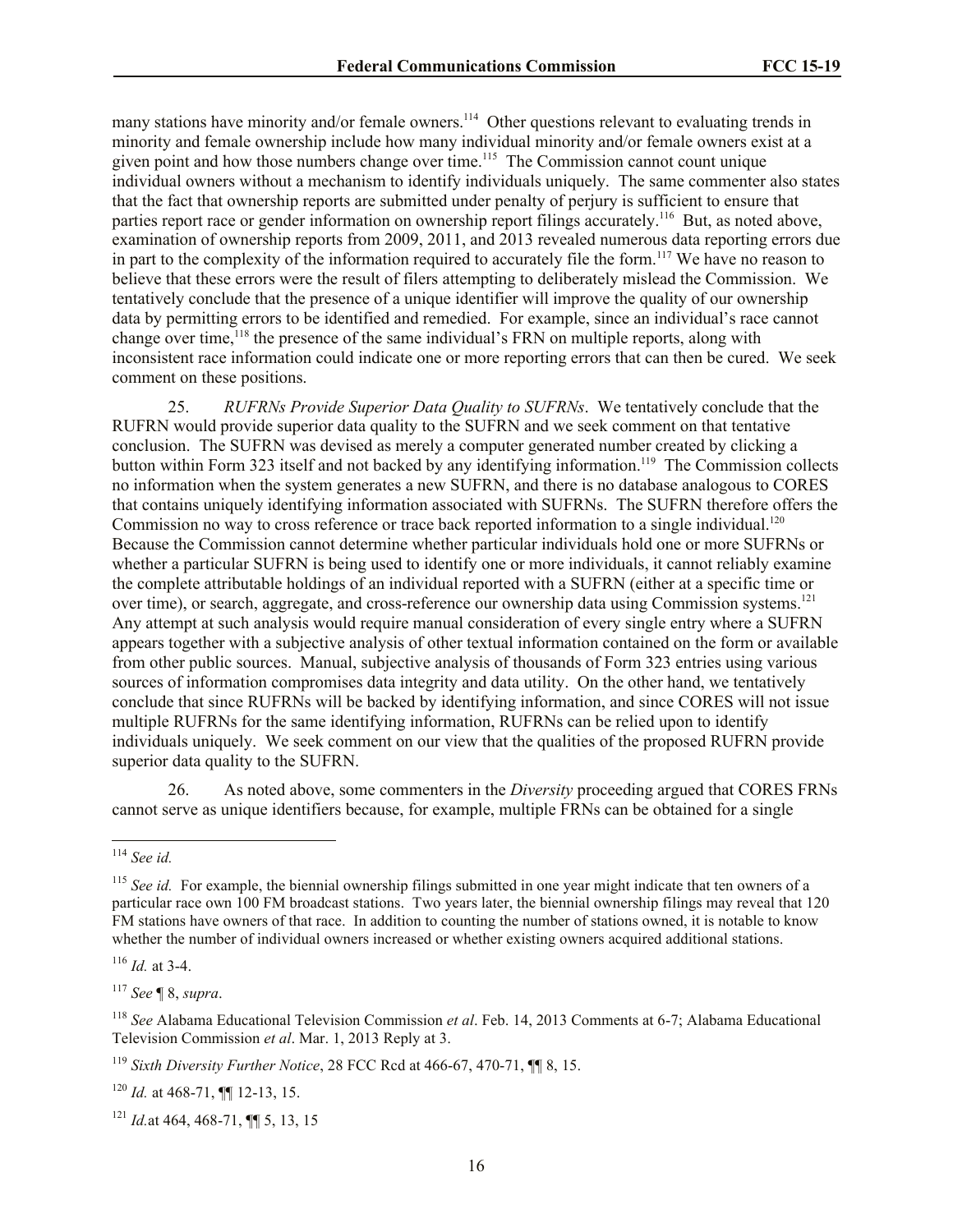many stations have minority and/or female owners.[114] Other questions relevant to evaluating trends in minority and female ownership include how many individual minority and/or female owners exist at a given point and how those numbers change over time.[115] The Commission cannot count unique individual owners without a mechanism to identify individuals uniquely. The same commenter also states that the fact that ownership reports are submitted under penalty of perjury is sufficient to ensure that parties report race or gender information on ownership report filings accurately.[116] But, as noted above, examination of ownership reports from 2009, 2011, and 2013 revealed numerous data reporting errors due in part to the complexity of the information required to accurately file the form.[117] We have no reason to believe that these errors were the result of filers attempting to deliberately mislead the Commission. We tentatively conclude that the presence of a unique identifier will improve the quality of our ownership data by permitting errors to be identified and remedied. For example, since an individual's race cannot change over time,[118] the presence of the same individual's FRN on multiple reports, along with inconsistent race information could indicate one or more reporting errors that can then be cured. We seek comment on these positions.

25. *RUFRNs Provide Superior Data Quality to SUFRNs*. We tentatively conclude that the RUFRN would provide superior data quality to the SUFRN and we seek comment on that tentative conclusion. The SUFRN was devised as merely a computer generated number created by clicking a button within Form 323 itself and not backed by any identifying information.[119] The Commission collects no information when the system generates a new SUFRN, and there is no database analogous to CORES that contains uniquely identifying information associated with SUFRNs. The SUFRN therefore offers the Commission no way to cross reference or trace back reported information to a single individual.[120] Because the Commission cannot determine whether particular individuals hold one or more SUFRNs or whether a particular SUFRN is being used to identify one or more individuals, it cannot reliably examine the complete attributable holdings of an individual reported with a SUFRN (either at a specific time or over time), or search, aggregate, and cross-reference our ownership data using Commission systems.[121] Any attempt at such analysis would require manual consideration of every single entry where a SUFRN appears together with a subjective analysis of other textual information contained on the form or available from other public sources. Manual, subjective analysis of thousands of Form 323 entries using various sources of information compromises data integrity and data utility. On the other hand, we tentatively conclude that since RUFRNs will be backed by identifying information, and since CORES will not issue multiple RUFRNs for the same identifying information, RUFRNs can be relied upon to identify individuals uniquely. We seek comment on our view that the qualities of the proposed RUFRN provide superior data quality to the SUFRN.

26. As noted above, some commenters in the *Diversity* proceeding argued that CORES FRNs cannot serve as unique identifiers because, for example, multiple FRNs can be obtained for a single

---

[114] *See id.*

[115] *See id.* For example, the biennial ownership filings submitted in one year might indicate that ten owners of a particular race own 100 FM broadcast stations. Two years later, the biennial ownership filings may reveal that 120 FM stations have owners of that race. In addition to counting the number of stations owned, it is notable to know whether the number of individual owners increased or whether existing owners acquired additional stations.

[116] *Id.* at 3-4.

[117] *See* ¶ 8, *supra*.

[118] *See* Alabama Educational Television Commission *et al*. Feb. 14, 2013 Comments at 6-7; Alabama Educational Television Commission *et al*. Mar. 1, 2013 Reply at 3.

[119] *Sixth Diversity Further Notice*, 28 FCC Rcd at 466-67, 470-71, ¶¶ 8, 15.

[120] *Id.* at 468-71, ¶¶ 12-13, 15.

[121] *Id.*at 464, 468-71, ¶¶ 5, 13, 15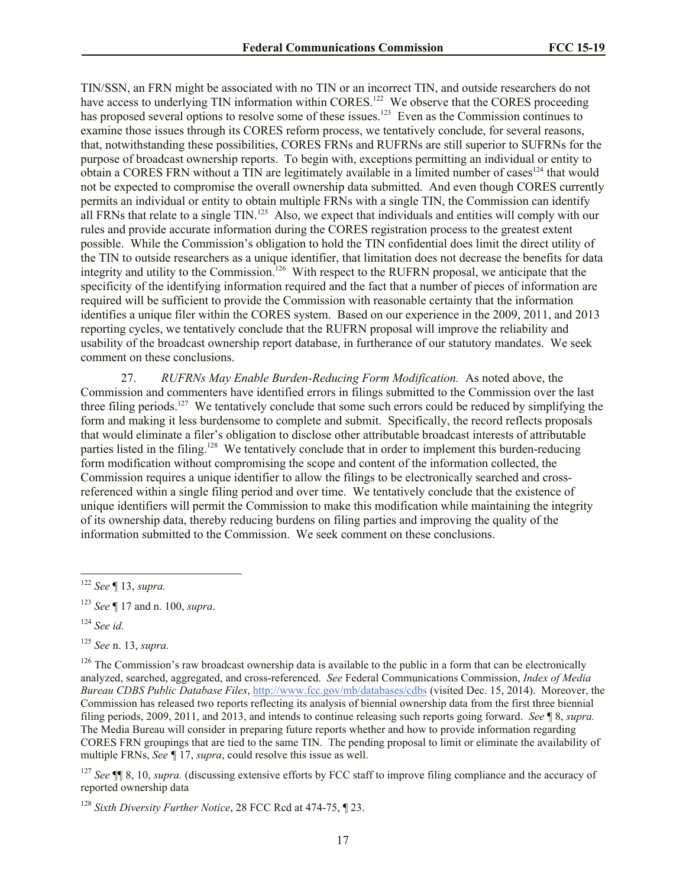TIN/SSN, an FRN might be associated with no TIN or an incorrect TIN, and outside researchers do not have access to underlying TIN information within CORES.[122] We observe that the CORES proceeding has proposed several options to resolve some of these issues.[123] Even as the Commission continues to examine those issues through its CORES reform process, we tentatively conclude, for several reasons, that, notwithstanding these possibilities, CORES FRNs and RUFRNs are still superior to SUFRNs for the purpose of broadcast ownership reports. To begin with, exceptions permitting an individual or entity to obtain a CORES FRN without a TIN are legitimately available in a limited number of cases[124] that would not be expected to compromise the overall ownership data submitted. And even though CORES currently permits an individual or entity to obtain multiple FRNs with a single TIN, the Commission can identify all FRNs that relate to a single TIN.[125] Also, we expect that individuals and entities will comply with our rules and provide accurate information during the CORES registration process to the greatest extent possible. While the Commission's obligation to hold the TIN confidential does limit the direct utility of the TIN to outside researchers as a unique identifier, that limitation does not decrease the benefits for data integrity and utility to the Commission.[126] With respect to the RUFRN proposal, we anticipate that the specificity of the identifying information required and the fact that a number of pieces of information are required will be sufficient to provide the Commission with reasonable certainty that the information identifies a unique filer within the CORES system. Based on our experience in the 2009, 2011, and 2013 reporting cycles, we tentatively conclude that the RUFRN proposal will improve the reliability and usability of the broadcast ownership report database, in furtherance of our statutory mandates. We seek comment on these conclusions.

27. *RUFRNs May Enable Burden-Reducing Form Modification.* As noted above, the Commission and commenters have identified errors in filings submitted to the Commission over the last three filing periods.[127] We tentatively conclude that some such errors could be reduced by simplifying the form and making it less burdensome to complete and submit. Specifically, the record reflects proposals that would eliminate a filer's obligation to disclose other attributable broadcast interests of attributable parties listed in the filing.[128] We tentatively conclude that in order to implement this burden-reducing form modification without compromising the scope and content of the information collected, the Commission requires a unique identifier to allow the filings to be electronically searched and cross-referenced within a single filing period and over time. We tentatively conclude that the existence of unique identifiers will permit the Commission to make this modification while maintaining the integrity of its ownership data, thereby reducing burdens on filing parties and improving the quality of the information submitted to the Commission. We seek comment on these conclusions.

---

[122] *See* ¶ 13, *supra.*

[123] *See* ¶ 17 and n. 100, *supra*.

[124] *See id.*

[125] *See* n. 13, *supra.*

[126] The Commission's raw broadcast ownership data is available to the public in a form that can be electronically analyzed, searched, aggregated, and cross-referenced. *See* Federal Communications Commission, *Index of Media Bureau CDBS Public Database Files*, http://www.fcc.gov/mb/databases/cdbs (visited Dec. 15, 2014). Moreover, the Commission has released two reports reflecting its analysis of biennial ownership data from the first three biennial filing periods, 2009, 2011, and 2013, and intends to continue releasing such reports going forward. *See* ¶ 8, *supra.* The Media Bureau will consider in preparing future reports whether and how to provide information regarding CORES FRN groupings that are tied to the same TIN. The pending proposal to limit or eliminate the availability of multiple FRNs, *See* ¶ 17, *supra*, could resolve this issue as well.

[127] *See* ¶¶ 8, 10, *supra.* (discussing extensive efforts by FCC staff to improve filing compliance and the accuracy of reported ownership data

[128] *Sixth Diversity Further Notice*, 28 FCC Rcd at 474-75, ¶ 23.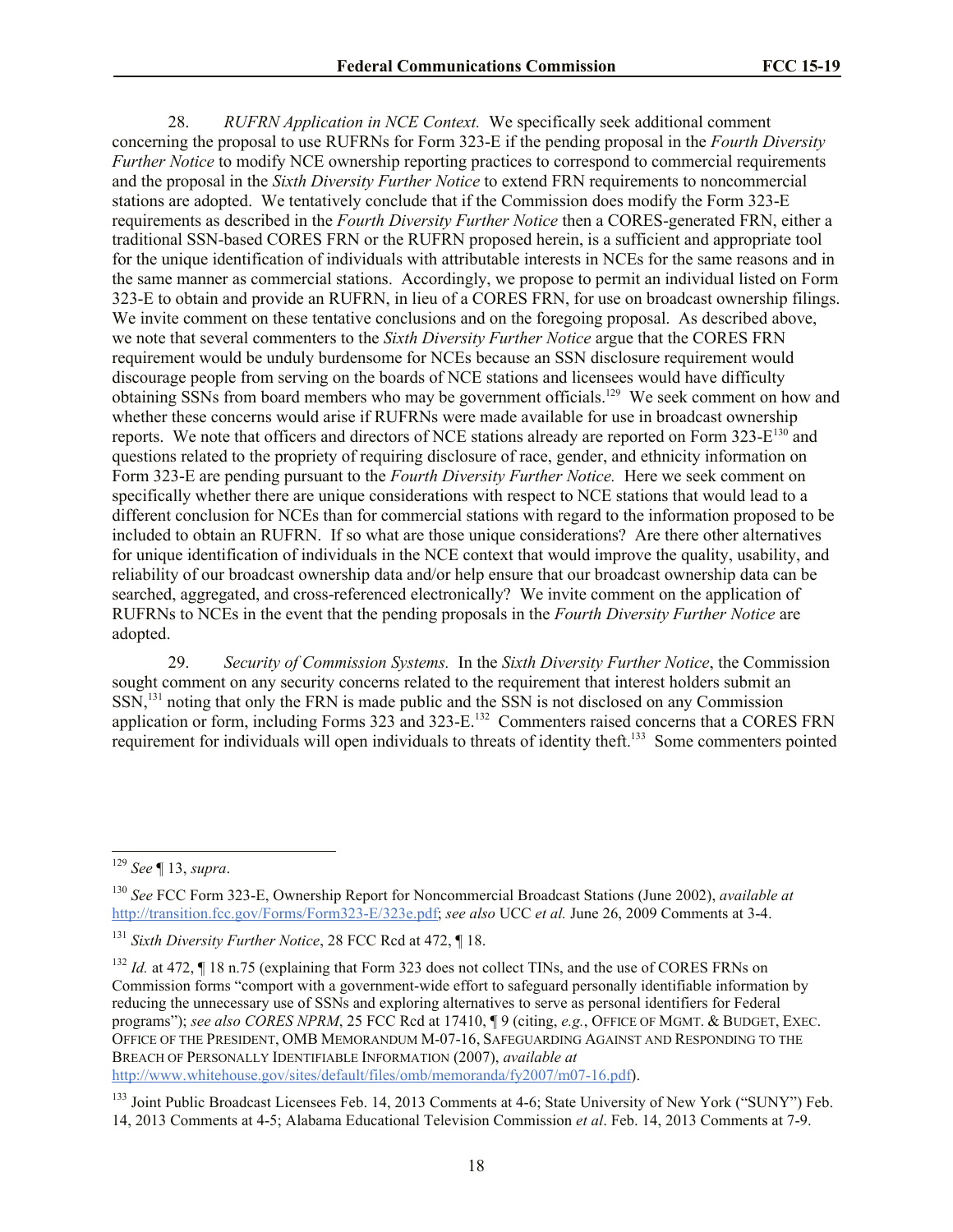28. *RUFRN Application in NCE Context.* We specifically seek additional comment concerning the proposal to use RUFRNs for Form 323-E if the pending proposal in the *Fourth Diversity Further Notice* to modify NCE ownership reporting practices to correspond to commercial requirements and the proposal in the *Sixth Diversity Further Notice* to extend FRN requirements to noncommercial stations are adopted. We tentatively conclude that if the Commission does modify the Form 323-E requirements as described in the *Fourth Diversity Further Notice* then a CORES-generated FRN, either a traditional SSN-based CORES FRN or the RUFRN proposed herein, is a sufficient and appropriate tool for the unique identification of individuals with attributable interests in NCEs for the same reasons and in the same manner as commercial stations. Accordingly, we propose to permit an individual listed on Form 323-E to obtain and provide an RUFRN, in lieu of a CORES FRN, for use on broadcast ownership filings. We invite comment on these tentative conclusions and on the foregoing proposal. As described above, we note that several commenters to the *Sixth Diversity Further Notice* argue that the CORES FRN requirement would be unduly burdensome for NCEs because an SSN disclosure requirement would discourage people from serving on the boards of NCE stations and licensees would have difficulty obtaining SSNs from board members who may be government officials.[129] We seek comment on how and whether these concerns would arise if RUFRNs were made available for use in broadcast ownership reports. We note that officers and directors of NCE stations already are reported on Form 323-E[130] and questions related to the propriety of requiring disclosure of race, gender, and ethnicity information on Form 323-E are pending pursuant to the *Fourth Diversity Further Notice.* Here we seek comment on specifically whether there are unique considerations with respect to NCE stations that would lead to a different conclusion for NCEs than for commercial stations with regard to the information proposed to be included to obtain an RUFRN. If so what are those unique considerations? Are there other alternatives for unique identification of individuals in the NCE context that would improve the quality, usability, and reliability of our broadcast ownership data and/or help ensure that our broadcast ownership data can be searched, aggregated, and cross-referenced electronically? We invite comment on the application of RUFRNs to NCEs in the event that the pending proposals in the *Fourth Diversity Further Notice* are adopted.

29. *Security of Commission Systems.* In the *Sixth Diversity Further Notice*, the Commission sought comment on any security concerns related to the requirement that interest holders submit an SSN,[131] noting that only the FRN is made public and the SSN is not disclosed on any Commission application or form, including Forms 323 and 323-E.[132] Commenters raised concerns that a CORES FRN requirement for individuals will open individuals to threats of identity theft.[133] Some commenters pointed

---

[129] *See* ¶ 13, *supra*.

[130] *See* FCC Form 323-E, Ownership Report for Noncommercial Broadcast Stations (June 2002), *available at* http://transition.fcc.gov/Forms/Form323-E/323e.pdf; *see also* UCC *et al.* June 26, 2009 Comments at 3-4.

[131] *Sixth Diversity Further Notice*, 28 FCC Rcd at 472, ¶ 18.

[132] *Id.* at 472, ¶ 18 n.75 (explaining that Form 323 does not collect TINs, and the use of CORES FRNs on Commission forms "comport with a government-wide effort to safeguard personally identifiable information by reducing the unnecessary use of SSNs and exploring alternatives to serve as personal identifiers for Federal programs"); *see also CORES NPRM*, 25 FCC Rcd at 17410, ¶ 9 (citing, *e.g.*, OFFICE OF MGMT. & BUDGET, EXEC. OFFICE OF THE PRESIDENT, OMB MEMORANDUM M-07-16, SAFEGUARDING AGAINST AND RESPONDING TO THE BREACH OF PERSONALLY IDENTIFIABLE INFORMATION (2007), *available at* http://www.whitehouse.gov/sites/default/files/omb/memoranda/fy2007/m07-16.pdf).

[133] Joint Public Broadcast Licensees Feb. 14, 2013 Comments at 4-6; State University of New York ("SUNY") Feb. 14, 2013 Comments at 4-5; Alabama Educational Television Commission *et al*. Feb. 14, 2013 Comments at 7-9.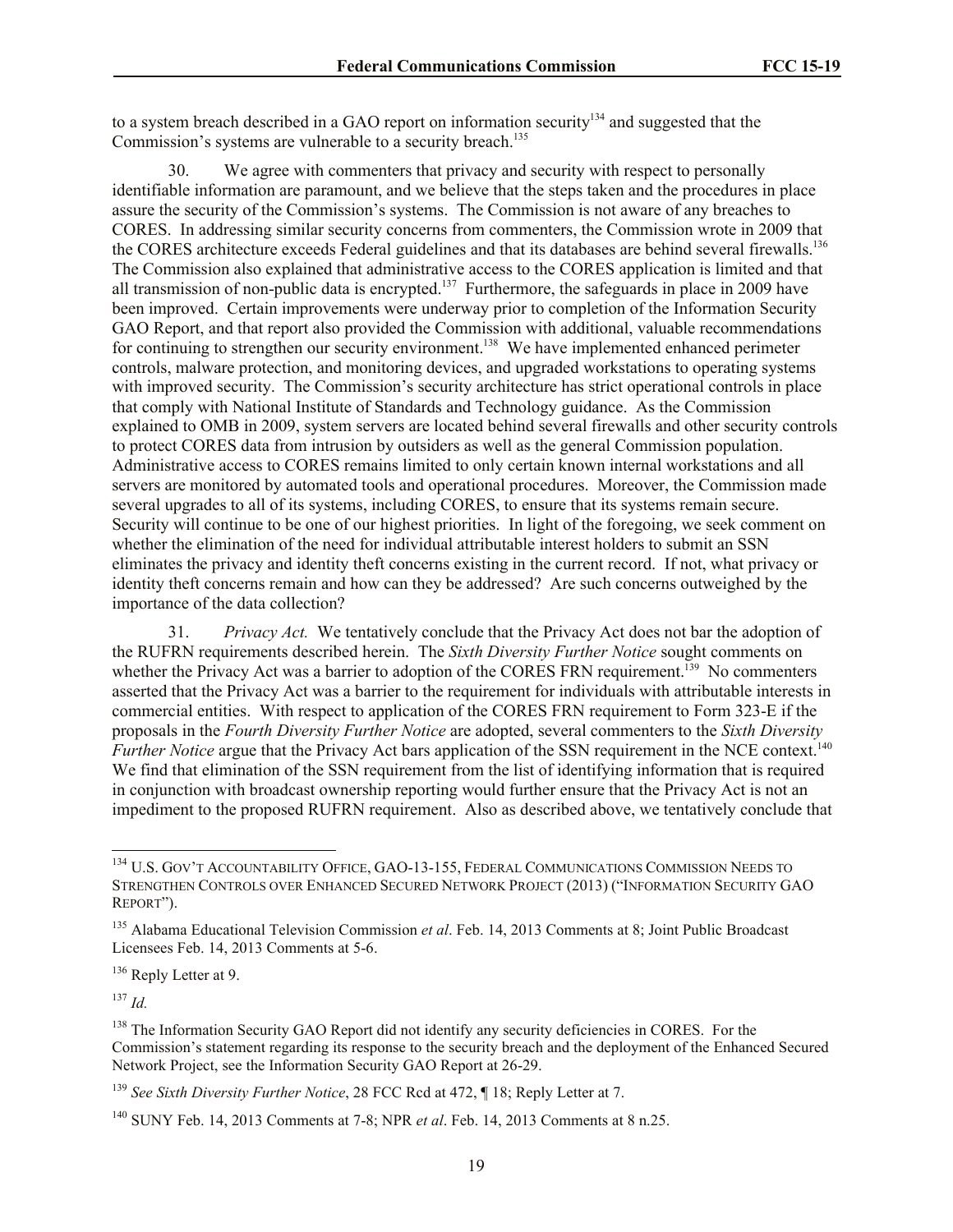to a system breach described in a GAO report on information security[134] and suggested that the Commission's systems are vulnerable to a security breach.[135]

30. We agree with commenters that privacy and security with respect to personally identifiable information are paramount, and we believe that the steps taken and the procedures in place assure the security of the Commission's systems. The Commission is not aware of any breaches to CORES. In addressing similar security concerns from commenters, the Commission wrote in 2009 that the CORES architecture exceeds Federal guidelines and that its databases are behind several firewalls.[136] The Commission also explained that administrative access to the CORES application is limited and that all transmission of non-public data is encrypted.[137] Furthermore, the safeguards in place in 2009 have been improved. Certain improvements were underway prior to completion of the Information Security GAO Report, and that report also provided the Commission with additional, valuable recommendations for continuing to strengthen our security environment.[138] We have implemented enhanced perimeter controls, malware protection, and monitoring devices, and upgraded workstations to operating systems with improved security. The Commission's security architecture has strict operational controls in place that comply with National Institute of Standards and Technology guidance. As the Commission explained to OMB in 2009, system servers are located behind several firewalls and other security controls to protect CORES data from intrusion by outsiders as well as the general Commission population. Administrative access to CORES remains limited to only certain known internal workstations and all servers are monitored by automated tools and operational procedures. Moreover, the Commission made several upgrades to all of its systems, including CORES, to ensure that its systems remain secure. Security will continue to be one of our highest priorities. In light of the foregoing, we seek comment on whether the elimination of the need for individual attributable interest holders to submit an SSN eliminates the privacy and identity theft concerns existing in the current record. If not, what privacy or identity theft concerns remain and how can they be addressed? Are such concerns outweighed by the importance of the data collection?

31. *Privacy Act.* We tentatively conclude that the Privacy Act does not bar the adoption of the RUFRN requirements described herein. The *Sixth Diversity Further Notice* sought comments on whether the Privacy Act was a barrier to adoption of the CORES FRN requirement.[139] No commenters asserted that the Privacy Act was a barrier to the requirement for individuals with attributable interests in commercial entities. With respect to application of the CORES FRN requirement to Form 323-E if the proposals in the *Fourth Diversity Further Notice* are adopted, several commenters to the *Sixth Diversity Further Notice* argue that the Privacy Act bars application of the SSN requirement in the NCE context.[140] We find that elimination of the SSN requirement from the list of identifying information that is required in conjunction with broadcast ownership reporting would further ensure that the Privacy Act is not an impediment to the proposed RUFRN requirement. Also as described above, we tentatively conclude that

---

[134] U.S. GOV'T ACCOUNTABILITY OFFICE, GAO-13-155, FEDERAL COMMUNICATIONS COMMISSION NEEDS TO STRENGTHEN CONTROLS OVER ENHANCED SECURED NETWORK PROJECT (2013) ("INFORMATION SECURITY GAO REPORT").

[135] Alabama Educational Television Commission *et al*. Feb. 14, 2013 Comments at 8; Joint Public Broadcast Licensees Feb. 14, 2013 Comments at 5-6.

[136] Reply Letter at 9.

[137] *Id.*

[138] The Information Security GAO Report did not identify any security deficiencies in CORES. For the Commission's statement regarding its response to the security breach and the deployment of the Enhanced Secured Network Project, see the Information Security GAO Report at 26-29.

[139] *See Sixth Diversity Further Notice*, 28 FCC Rcd at 472, ¶ 18; Reply Letter at 7.

[140] SUNY Feb. 14, 2013 Comments at 7-8; NPR *et al*. Feb. 14, 2013 Comments at 8 n.25.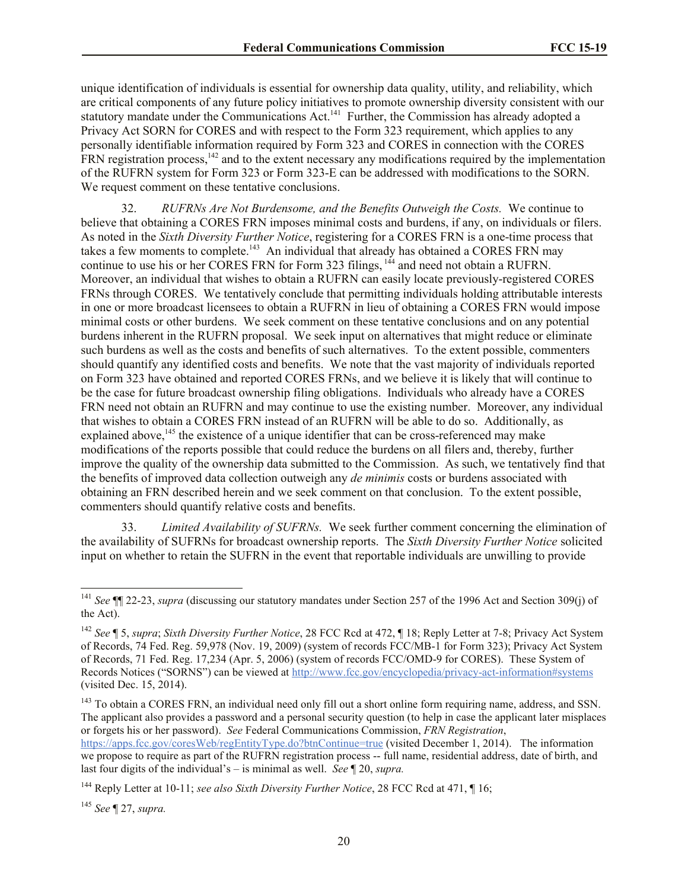unique identification of individuals is essential for ownership data quality, utility, and reliability, which are critical components of any future policy initiatives to promote ownership diversity consistent with our statutory mandate under the Communications Act.[141] Further, the Commission has already adopted a Privacy Act SORN for CORES and with respect to the Form 323 requirement, which applies to any personally identifiable information required by Form 323 and CORES in connection with the CORES FRN registration process,[142] and to the extent necessary any modifications required by the implementation of the RUFRN system for Form 323 or Form 323-E can be addressed with modifications to the SORN. We request comment on these tentative conclusions.

32. *RUFRNs Are Not Burdensome, and the Benefits Outweigh the Costs.* We continue to believe that obtaining a CORES FRN imposes minimal costs and burdens, if any, on individuals or filers. As noted in the *Sixth Diversity Further Notice*, registering for a CORES FRN is a one-time process that takes a few moments to complete.[143] An individual that already has obtained a CORES FRN may continue to use his or her CORES FRN for Form 323 filings,[144] and need not obtain a RUFRN. Moreover, an individual that wishes to obtain a RUFRN can easily locate previously-registered CORES FRNs through CORES. We tentatively conclude that permitting individuals holding attributable interests in one or more broadcast licensees to obtain a RUFRN in lieu of obtaining a CORES FRN would impose minimal costs or other burdens. We seek comment on these tentative conclusions and on any potential burdens inherent in the RUFRN proposal. We seek input on alternatives that might reduce or eliminate such burdens as well as the costs and benefits of such alternatives. To the extent possible, commenters should quantify any identified costs and benefits. We note that the vast majority of individuals reported on Form 323 have obtained and reported CORES FRNs, and we believe it is likely that will continue to be the case for future broadcast ownership filing obligations. Individuals who already have a CORES FRN need not obtain an RUFRN and may continue to use the existing number. Moreover, any individual that wishes to obtain a CORES FRN instead of an RUFRN will be able to do so. Additionally, as explained above,[145] the existence of a unique identifier that can be cross-referenced may make modifications of the reports possible that could reduce the burdens on all filers and, thereby, further improve the quality of the ownership data submitted to the Commission. As such, we tentatively find that the benefits of improved data collection outweigh any *de minimis* costs or burdens associated with obtaining an FRN described herein and we seek comment on that conclusion. To the extent possible, commenters should quantify relative costs and benefits.

33. *Limited Availability of SUFRNs.* We seek further comment concerning the elimination of the availability of SUFRNs for broadcast ownership reports. The *Sixth Diversity Further Notice* solicited input on whether to retain the SUFRN in the event that reportable individuals are unwilling to provide

---

[141] *See* ¶¶ 22-23, *supra* (discussing our statutory mandates under Section 257 of the 1996 Act and Section 309(j) of the Act).

[142] *See* ¶ 5, *supra*; *Sixth Diversity Further Notice*, 28 FCC Rcd at 472, ¶ 18; Reply Letter at 7-8; Privacy Act System of Records, 74 Fed. Reg. 59,978 (Nov. 19, 2009) (system of records FCC/MB-1 for Form 323); Privacy Act System of Records, 71 Fed. Reg. 17,234 (Apr. 5, 2006) (system of records FCC/OMD-9 for CORES). These System of Records Notices ("SORNS") can be viewed at http://www.fcc.gov/encyclopedia/privacy-act-information#systems (visited Dec. 15, 2014).

[143] To obtain a CORES FRN, an individual need only fill out a short online form requiring name, address, and SSN. The applicant also provides a password and a personal security question (to help in case the applicant later misplaces or forgets his or her password). *See* Federal Communications Commission, *FRN Registration*, https://apps.fcc.gov/coresWeb/regEntityType.do?btnContinue=true (visited December 1, 2014). The information we propose to require as part of the RUFRN registration process -- full name, residential address, date of birth, and last four digits of the individual's – is minimal as well. *See* ¶ 20, *supra.*

[144] Reply Letter at 10-11; *see also Sixth Diversity Further Notice*, 28 FCC Rcd at 471, ¶ 16;

[145] *See* ¶ 27, *supra.*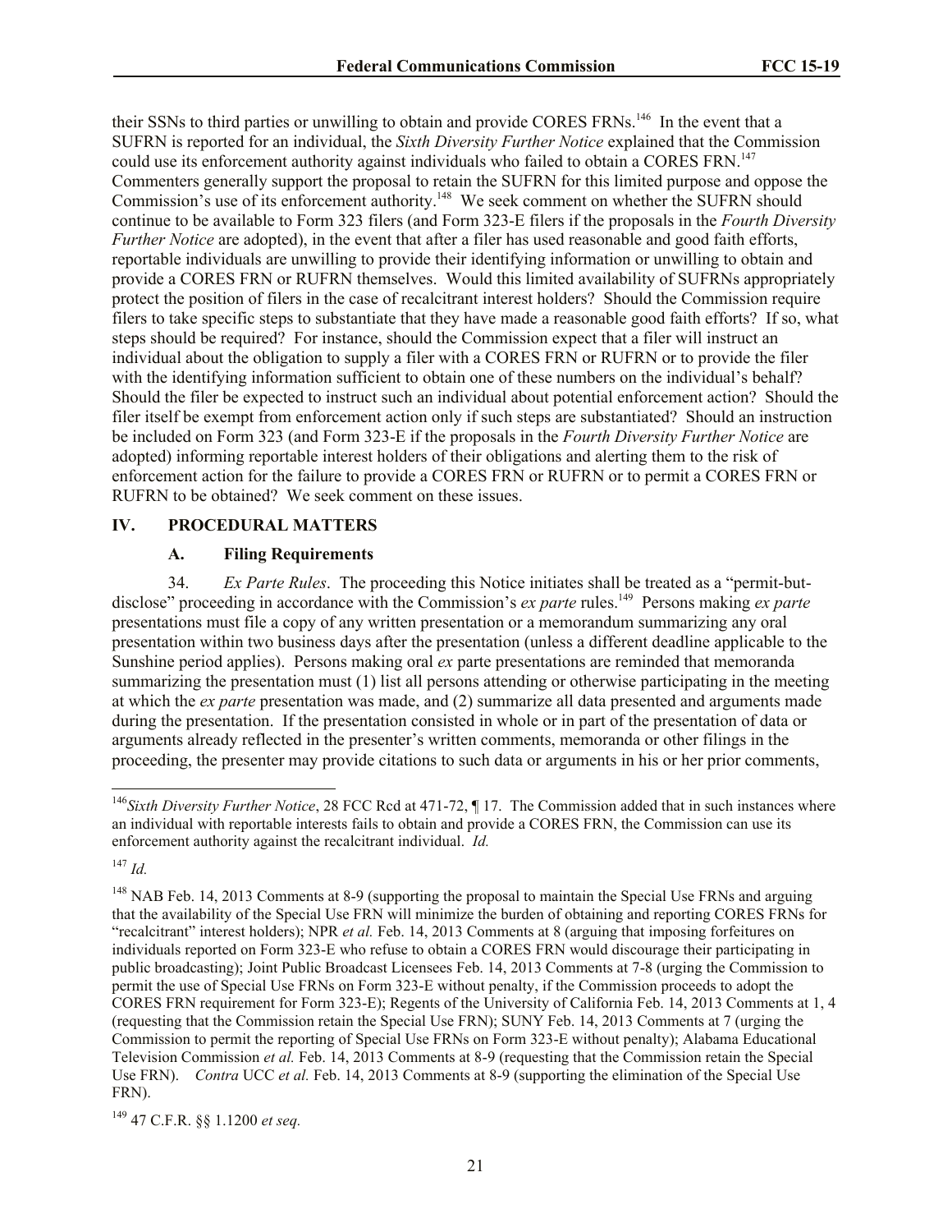their SSNs to third parties or unwilling to obtain and provide CORES FRNs.[146] In the event that a SUFRN is reported for an individual, the *Sixth Diversity Further Notice* explained that the Commission could use its enforcement authority against individuals who failed to obtain a CORES FRN.[147] Commenters generally support the proposal to retain the SUFRN for this limited purpose and oppose the Commission's use of its enforcement authority.[148] We seek comment on whether the SUFRN should continue to be available to Form 323 filers (and Form 323-E filers if the proposals in the *Fourth Diversity Further Notice* are adopted), in the event that after a filer has used reasonable and good faith efforts, reportable individuals are unwilling to provide their identifying information or unwilling to obtain and provide a CORES FRN or RUFRN themselves. Would this limited availability of SUFRNs appropriately protect the position of filers in the case of recalcitrant interest holders? Should the Commission require filers to take specific steps to substantiate that they have made a reasonable good faith efforts? If so, what steps should be required? For instance, should the Commission expect that a filer will instruct an individual about the obligation to supply a filer with a CORES FRN or RUFRN or to provide the filer with the identifying information sufficient to obtain one of these numbers on the individual's behalf? Should the filer be expected to instruct such an individual about potential enforcement action? Should the filer itself be exempt from enforcement action only if such steps are substantiated? Should an instruction be included on Form 323 (and Form 323-E if the proposals in the *Fourth Diversity Further Notice* are adopted) informing reportable interest holders of their obligations and alerting them to the risk of enforcement action for the failure to provide a CORES FRN or RUFRN or to permit a CORES FRN or RUFRN to be obtained? We seek comment on these issues.

## IV. PROCEDURAL MATTERS

### A. Filing Requirements

34. *Ex Parte Rules*. The proceeding this Notice initiates shall be treated as a "permit-but-disclose" proceeding in accordance with the Commission's *ex parte* rules.[149] Persons making *ex parte* presentations must file a copy of any written presentation or a memorandum summarizing any oral presentation within two business days after the presentation (unless a different deadline applicable to the Sunshine period applies). Persons making oral *ex* parte presentations are reminded that memoranda summarizing the presentation must (1) list all persons attending or otherwise participating in the meeting at which the *ex parte* presentation was made, and (2) summarize all data presented and arguments made during the presentation. If the presentation consisted in whole or in part of the presentation of data or arguments already reflected in the presenter's written comments, memoranda or other filings in the proceeding, the presenter may provide citations to such data or arguments in his or her prior comments,

---

[146] *Sixth Diversity Further Notice*, 28 FCC Rcd at 471-72, ¶ 17. The Commission added that in such instances where an individual with reportable interests fails to obtain and provide a CORES FRN, the Commission can use its enforcement authority against the recalcitrant individual. *Id.*

[147] *Id.*

[148] NAB Feb. 14, 2013 Comments at 8-9 (supporting the proposal to maintain the Special Use FRNs and arguing that the availability of the Special Use FRN will minimize the burden of obtaining and reporting CORES FRNs for "recalcitrant" interest holders); NPR *et al.* Feb. 14, 2013 Comments at 8 (arguing that imposing forfeitures on individuals reported on Form 323-E who refuse to obtain a CORES FRN would discourage their participating in public broadcasting); Joint Public Broadcast Licensees Feb. 14, 2013 Comments at 7-8 (urging the Commission to permit the use of Special Use FRNs on Form 323-E without penalty, if the Commission proceeds to adopt the CORES FRN requirement for Form 323-E); Regents of the University of California Feb. 14, 2013 Comments at 1, 4 (requesting that the Commission retain the Special Use FRN); SUNY Feb. 14, 2013 Comments at 7 (urging the Commission to permit the reporting of Special Use FRNs on Form 323-E without penalty); Alabama Educational Television Commission *et al.* Feb. 14, 2013 Comments at 8-9 (requesting that the Commission retain the Special Use FRN). *Contra* UCC *et al.* Feb. 14, 2013 Comments at 8-9 (supporting the elimination of the Special Use FRN).

[149] 47 C.F.R. §§ 1.1200 *et seq.*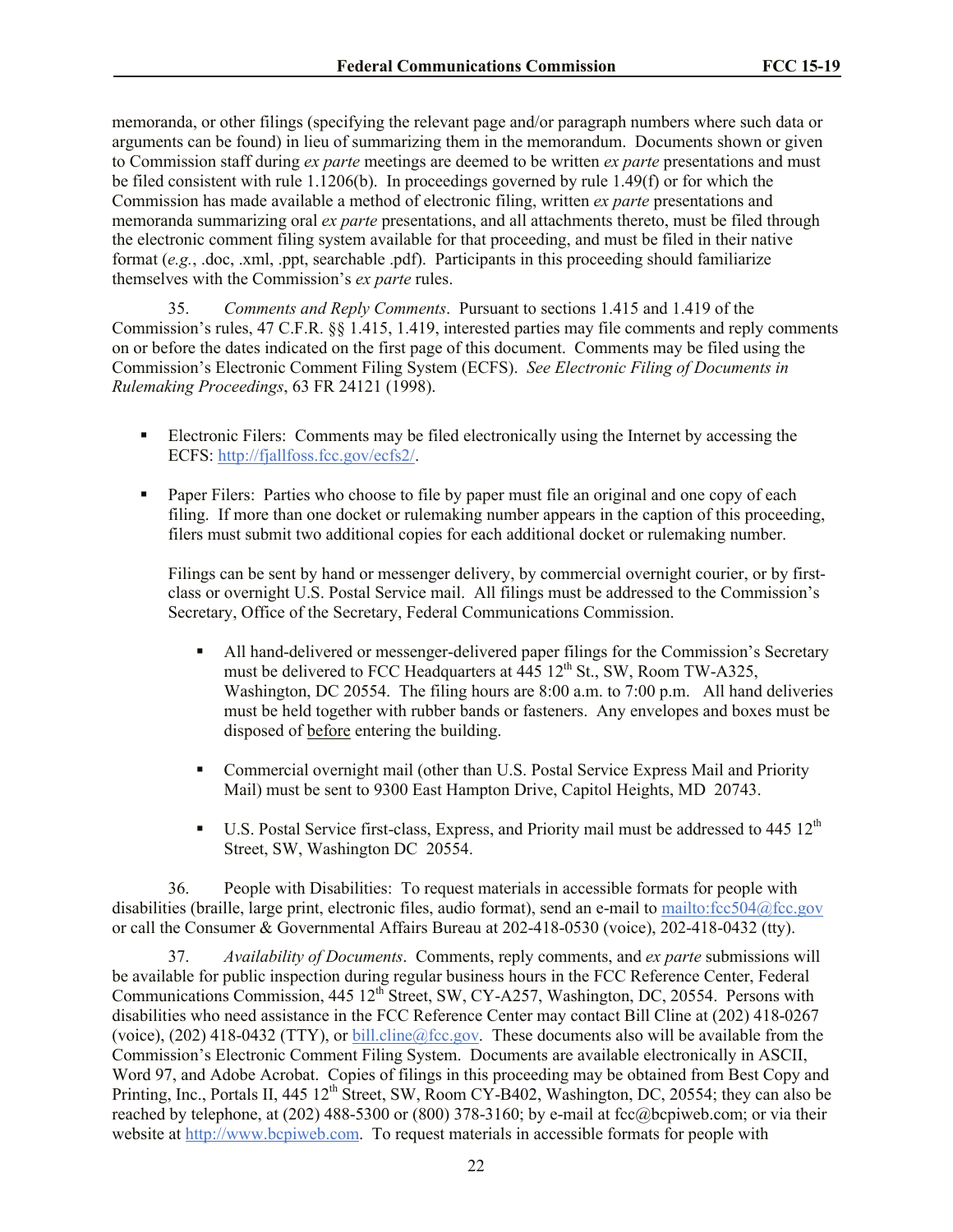memoranda, or other filings (specifying the relevant page and/or paragraph numbers where such data or arguments can be found) in lieu of summarizing them in the memorandum. Documents shown or given to Commission staff during *ex parte* meetings are deemed to be written *ex parte* presentations and must be filed consistent with rule 1.1206(b). In proceedings governed by rule 1.49(f) or for which the Commission has made available a method of electronic filing, written *ex parte* presentations and memoranda summarizing oral *ex parte* presentations, and all attachments thereto, must be filed through the electronic comment filing system available for that proceeding, and must be filed in their native format (*e.g.*, .doc, .xml, .ppt, searchable .pdf). Participants in this proceeding should familiarize themselves with the Commission's *ex parte* rules.

35. *Comments and Reply Comments*. Pursuant to sections 1.415 and 1.419 of the Commission's rules, 47 C.F.R. §§ 1.415, 1.419, interested parties may file comments and reply comments on or before the dates indicated on the first page of this document. Comments may be filed using the Commission's Electronic Comment Filing System (ECFS). *See Electronic Filing of Documents in Rulemaking Proceedings*, 63 FR 24121 (1998).

- Electronic Filers: Comments may be filed electronically using the Internet by accessing the ECFS: http://fjallfoss.fcc.gov/ecfs2/.

- Paper Filers: Parties who choose to file by paper must file an original and one copy of each filing. If more than one docket or rulemaking number appears in the caption of this proceeding, filers must submit two additional copies for each additional docket or rulemaking number.

  Filings can be sent by hand or messenger delivery, by commercial overnight courier, or by first-class or overnight U.S. Postal Service mail. All filings must be addressed to the Commission's Secretary, Office of the Secretary, Federal Communications Commission.

  - All hand-delivered or messenger-delivered paper filings for the Commission's Secretary must be delivered to FCC Headquarters at 445 12th St., SW, Room TW-A325, Washington, DC 20554. The filing hours are 8:00 a.m. to 7:00 p.m. All hand deliveries must be held together with rubber bands or fasteners. Any envelopes and boxes must be disposed of before entering the building.

  - Commercial overnight mail (other than U.S. Postal Service Express Mail and Priority Mail) must be sent to 9300 East Hampton Drive, Capitol Heights, MD 20743.

  - U.S. Postal Service first-class, Express, and Priority mail must be addressed to 445 12th Street, SW, Washington DC 20554.

36. People with Disabilities: To request materials in accessible formats for people with disabilities (braille, large print, electronic files, audio format), send an e-mail to mailto:fcc504@fcc.gov or call the Consumer & Governmental Affairs Bureau at 202-418-0530 (voice), 202-418-0432 (tty).

37. *Availability of Documents*. Comments, reply comments, and *ex parte* submissions will be available for public inspection during regular business hours in the FCC Reference Center, Federal Communications Commission, 445 12th Street, SW, CY-A257, Washington, DC, 20554. Persons with disabilities who need assistance in the FCC Reference Center may contact Bill Cline at (202) 418-0267 (voice), (202) 418-0432 (TTY), or bill.cline@fcc.gov. These documents also will be available from the Commission's Electronic Comment Filing System. Documents are available electronically in ASCII, Word 97, and Adobe Acrobat. Copies of filings in this proceeding may be obtained from Best Copy and Printing, Inc., Portals II, 445 12th Street, SW, Room CY-B402, Washington, DC, 20554; they can also be reached by telephone, at (202) 488-5300 or (800) 378-3160; by e-mail at fcc@bcpiweb.com; or via their website at http://www.bcpiweb.com. To request materials in accessible formats for people with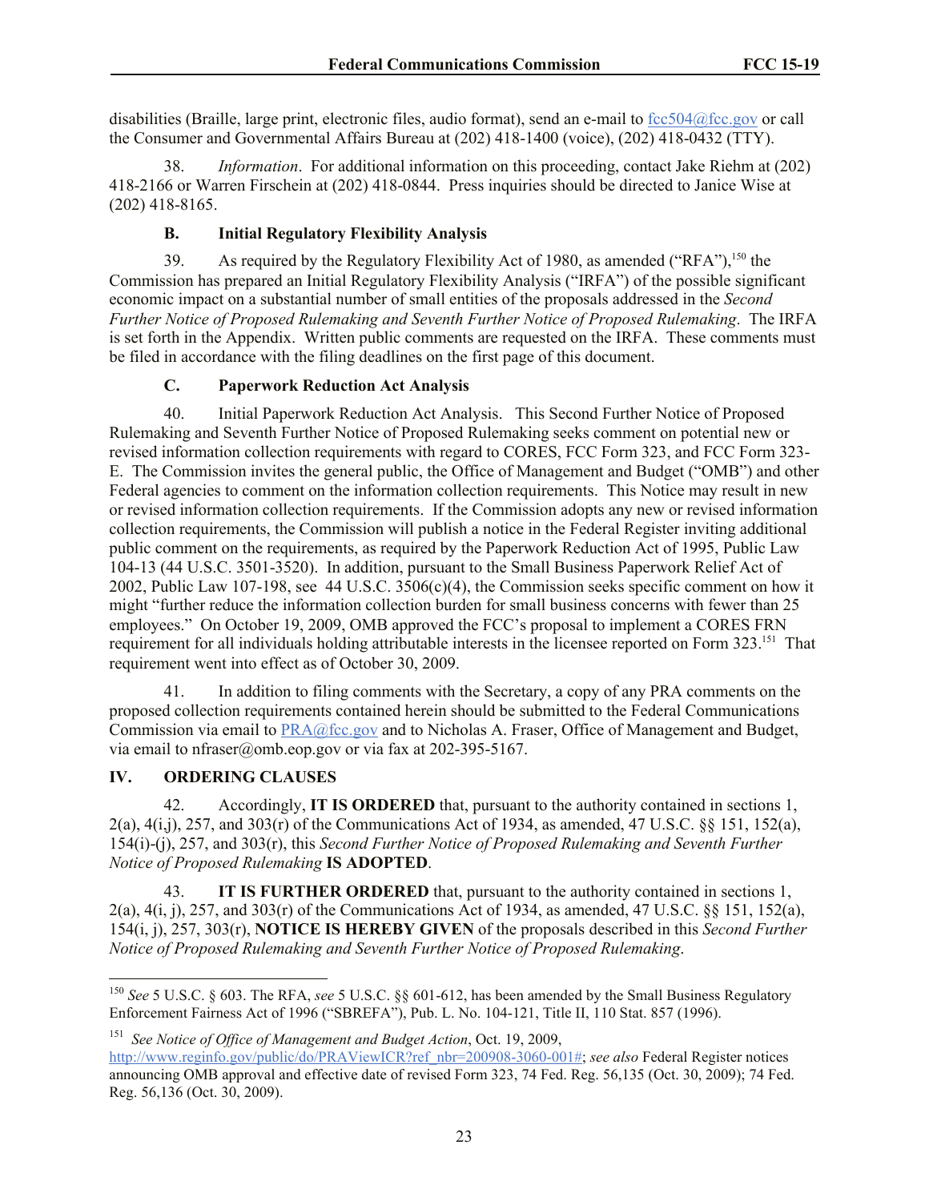disabilities (Braille, large print, electronic files, audio format), send an e-mail to fcc504@fcc.gov or call the Consumer and Governmental Affairs Bureau at (202) 418-1400 (voice), (202) 418-0432 (TTY).

38. *Information*. For additional information on this proceeding, contact Jake Riehm at (202) 418-2166 or Warren Firschein at (202) 418-0844. Press inquiries should be directed to Janice Wise at (202) 418-8165.

### B. Initial Regulatory Flexibility Analysis

39. As required by the Regulatory Flexibility Act of 1980, as amended ("RFA"),[150] the Commission has prepared an Initial Regulatory Flexibility Analysis ("IRFA") of the possible significant economic impact on a substantial number of small entities of the proposals addressed in the *Second Further Notice of Proposed Rulemaking and Seventh Further Notice of Proposed Rulemaking*. The IRFA is set forth in the Appendix. Written public comments are requested on the IRFA. These comments must be filed in accordance with the filing deadlines on the first page of this document.

### C. Paperwork Reduction Act Analysis

40. Initial Paperwork Reduction Act Analysis. This Second Further Notice of Proposed Rulemaking and Seventh Further Notice of Proposed Rulemaking seeks comment on potential new or revised information collection requirements with regard to CORES, FCC Form 323, and FCC Form 323-E. The Commission invites the general public, the Office of Management and Budget ("OMB") and other Federal agencies to comment on the information collection requirements. This Notice may result in new or revised information collection requirements. If the Commission adopts any new or revised information collection requirements, the Commission will publish a notice in the Federal Register inviting additional public comment on the requirements, as required by the Paperwork Reduction Act of 1995, Public Law 104-13 (44 U.S.C. 3501-3520). In addition, pursuant to the Small Business Paperwork Relief Act of 2002, Public Law 107-198, see 44 U.S.C. 3506(c)(4), the Commission seeks specific comment on how it might "further reduce the information collection burden for small business concerns with fewer than 25 employees." On October 19, 2009, OMB approved the FCC's proposal to implement a CORES FRN requirement for all individuals holding attributable interests in the licensee reported on Form 323.[151] That requirement went into effect as of October 30, 2009.

41. In addition to filing comments with the Secretary, a copy of any PRA comments on the proposed collection requirements contained herein should be submitted to the Federal Communications Commission via email to PRA@fcc.gov and to Nicholas A. Fraser, Office of Management and Budget, via email to nfraser@omb.eop.gov or via fax at 202-395-5167.

## IV. ORDERING CLAUSES

42. Accordingly, **IT IS ORDERED** that, pursuant to the authority contained in sections 1, 2(a), 4(i,j), 257, and 303(r) of the Communications Act of 1934, as amended, 47 U.S.C. §§ 151, 152(a), 154(i)-(j), 257, and 303(r), this *Second Further Notice of Proposed Rulemaking and Seventh Further Notice of Proposed Rulemaking* **IS ADOPTED**.

43. **IT IS FURTHER ORDERED** that, pursuant to the authority contained in sections 1, 2(a), 4(i, j), 257, and 303(r) of the Communications Act of 1934, as amended, 47 U.S.C. §§ 151, 152(a), 154(i, j), 257, 303(r), **NOTICE IS HEREBY GIVEN** of the proposals described in this *Second Further Notice of Proposed Rulemaking and Seventh Further Notice of Proposed Rulemaking*.

---

[150] *See* 5 U.S.C. § 603. The RFA, *see* 5 U.S.C. §§ 601-612, has been amended by the Small Business Regulatory Enforcement Fairness Act of 1996 ("SBREFA"), Pub. L. No. 104-121, Title II, 110 Stat. 857 (1996).

[151] *See Notice of Office of Management and Budget Action*, Oct. 19, 2009, http://www.reginfo.gov/public/do/PRAViewICR?ref_nbr=200908-3060-001#; *see also* Federal Register notices announcing OMB approval and effective date of revised Form 323, 74 Fed. Reg. 56,135 (Oct. 30, 2009); 74 Fed. Reg. 56,136 (Oct. 30, 2009).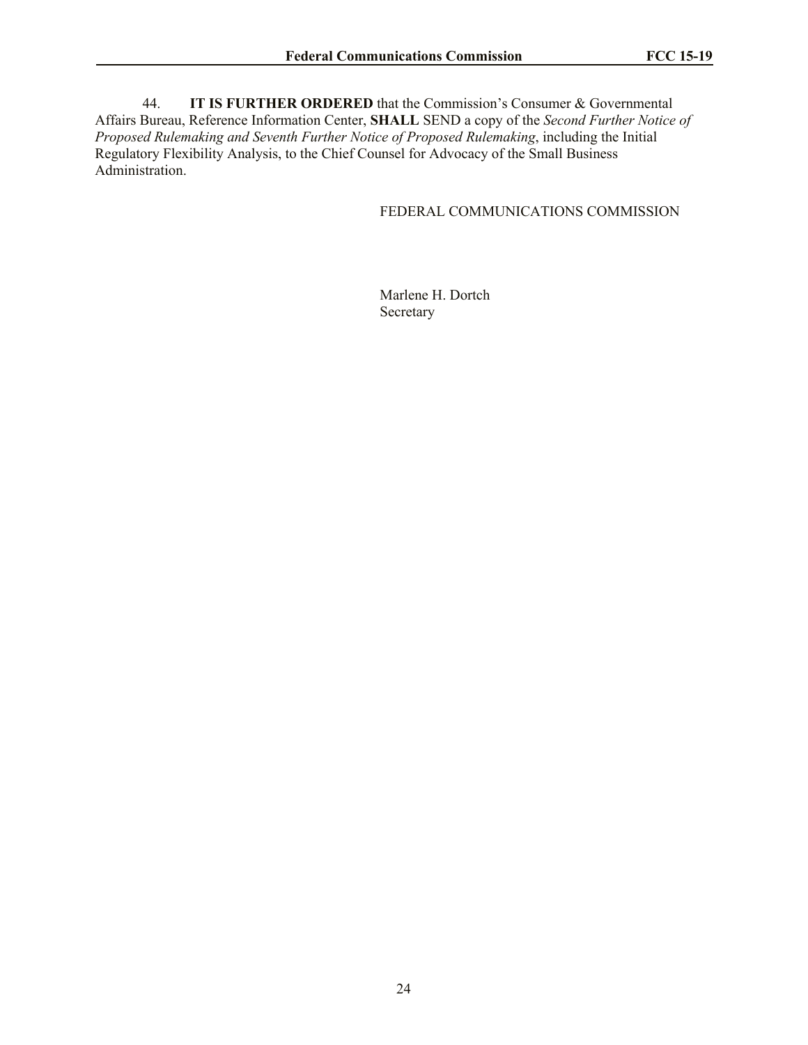44. **IT IS FURTHER ORDERED** that the Commission's Consumer & Governmental Affairs Bureau, Reference Information Center, **SHALL** SEND a copy of the *Second Further Notice of Proposed Rulemaking and Seventh Further Notice of Proposed Rulemaking*, including the Initial Regulatory Flexibility Analysis, to the Chief Counsel for Advocacy of the Small Business Administration.

FEDERAL COMMUNICATIONS COMMISSION

Marlene H. Dortch
Secretary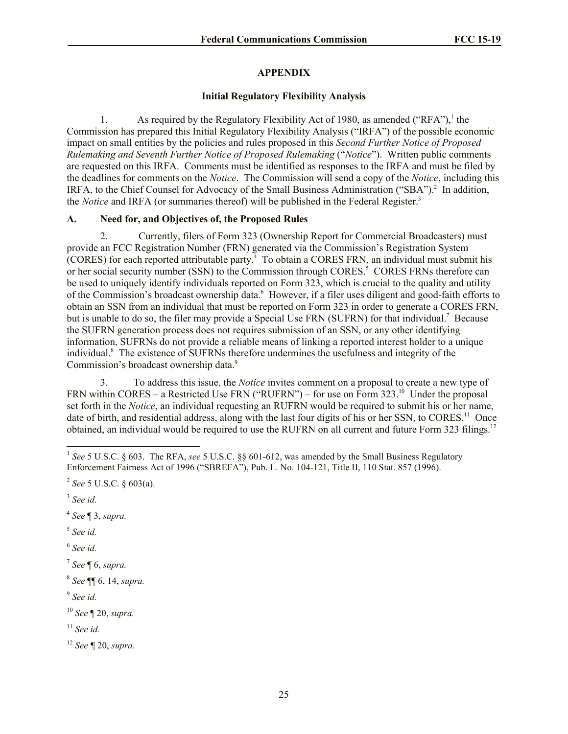## APPENDIX

### Initial Regulatory Flexibility Analysis

1. As required by the Regulatory Flexibility Act of 1980, as amended ("RFA"),[1] the Commission has prepared this Initial Regulatory Flexibility Analysis ("IRFA") of the possible economic impact on small entities by the policies and rules proposed in this *Second Further Notice of Proposed Rulemaking and Seventh Further Notice of Proposed Rulemaking* ("*Notice*"). Written public comments are requested on this IRFA. Comments must be identified as responses to the IRFA and must be filed by the deadlines for comments on the *Notice*. The Commission will send a copy of the *Notice*, including this IRFA, to the Chief Counsel for Advocacy of the Small Business Administration ("SBA").[2] In addition, the *Notice* and IRFA (or summaries thereof) will be published in the Federal Register.[3]

### A. Need for, and Objectives of, the Proposed Rules

2. Currently, filers of Form 323 (Ownership Report for Commercial Broadcasters) must provide an FCC Registration Number (FRN) generated via the Commission's Registration System (CORES) for each reported attributable party.[4] To obtain a CORES FRN, an individual must submit his or her social security number (SSN) to the Commission through CORES.[5] CORES FRNs therefore can be used to uniquely identify individuals reported on Form 323, which is crucial to the quality and utility of the Commission's broadcast ownership data.[6] However, if a filer uses diligent and good-faith efforts to obtain an SSN from an individual that must be reported on Form 323 in order to generate a CORES FRN, but is unable to do so, the filer may provide a Special Use FRN (SUFRN) for that individual.[7] Because the SUFRN generation process does not requires submission of an SSN, or any other identifying information, SUFRNs do not provide a reliable means of linking a reported interest holder to a unique individual.[8] The existence of SUFRNs therefore undermines the usefulness and integrity of the Commission's broadcast ownership data.[9]

3. To address this issue, the *Notice* invites comment on a proposal to create a new type of FRN within CORES – a Restricted Use FRN ("RUFRN") – for use on Form 323.[10] Under the proposal set forth in the *Notice*, an individual requesting an RUFRN would be required to submit his or her name, date of birth, and residential address, along with the last four digits of his or her SSN, to CORES.[11] Once obtained, an individual would be required to use the RUFRN on all current and future Form 323 filings.[12]

---

[1] *See* 5 U.S.C. § 603. The RFA, *see* 5 U.S.C. §§ 601-612, was amended by the Small Business Regulatory Enforcement Fairness Act of 1996 ("SBREFA"), Pub. L. No. 104-121, Title II, 110 Stat. 857 (1996).

[2] *See* 5 U.S.C. § 603(a).

[3] *See id*.

[4] *See* ¶ 3, *supra.*

[5] *See id.*

[6] *See id.*

[7] *See* ¶ 6, *supra.*

[8] *See* ¶¶ 6, 14, *supra.*

[9] *See id.*

[10] *See* ¶ 20, *supra.*

[11] *See id.*

[12] *See* ¶ 20, *supra.*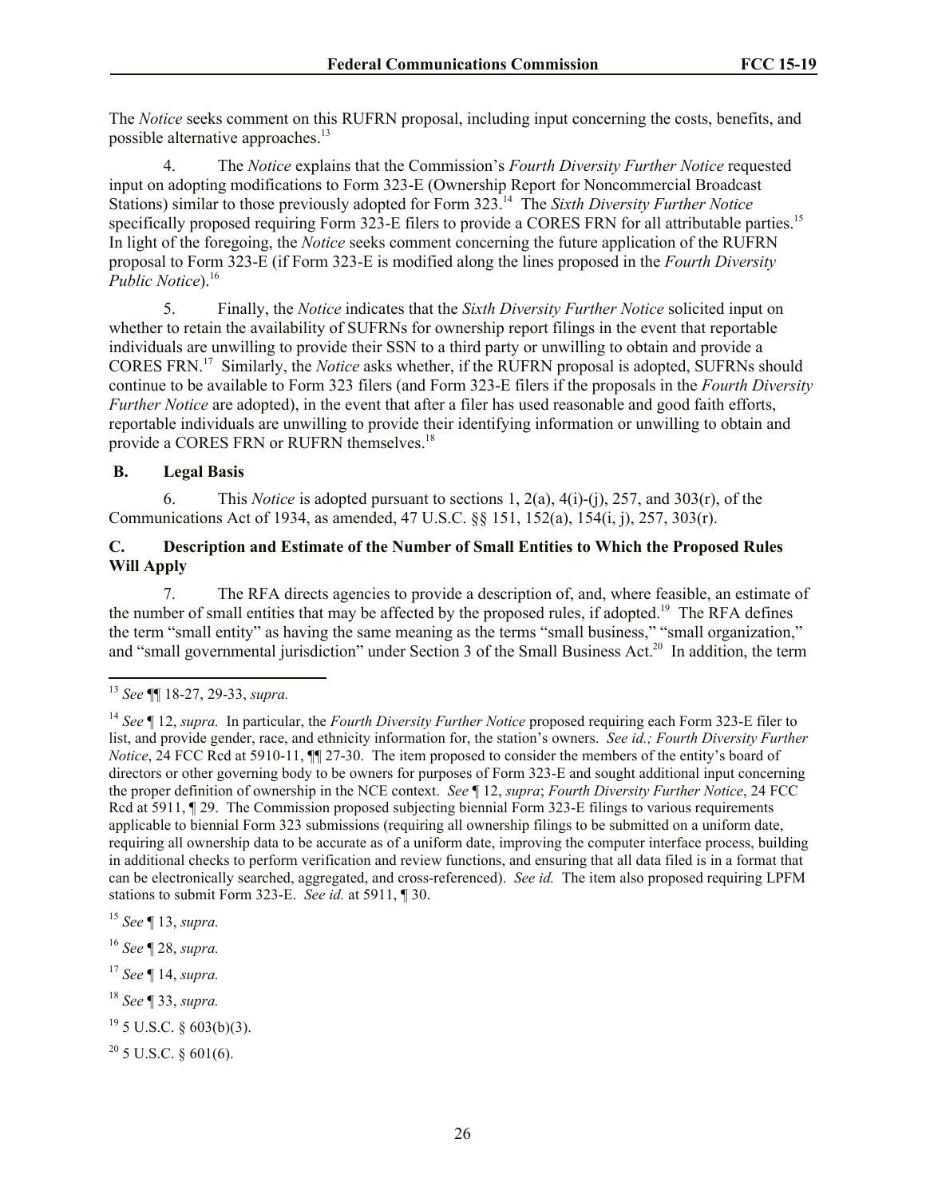The *Notice* seeks comment on this RUFRN proposal, including input concerning the costs, benefits, and possible alternative approaches.[13]

4. The *Notice* explains that the Commission's *Fourth Diversity Further Notice* requested input on adopting modifications to Form 323-E (Ownership Report for Noncommercial Broadcast Stations) similar to those previously adopted for Form 323.[14] The *Sixth Diversity Further Notice* specifically proposed requiring Form 323-E filers to provide a CORES FRN for all attributable parties.[15] In light of the foregoing, the *Notice* seeks comment concerning the future application of the RUFRN proposal to Form 323-E (if Form 323-E is modified along the lines proposed in the *Fourth Diversity Public Notice*).[16]

5. Finally, the *Notice* indicates that the *Sixth Diversity Further Notice* solicited input on whether to retain the availability of SUFRNs for ownership report filings in the event that reportable individuals are unwilling to provide their SSN to a third party or unwilling to obtain and provide a CORES FRN.[17] Similarly, the *Notice* asks whether, if the RUFRN proposal is adopted, SUFRNs should continue to be available to Form 323 filers (and Form 323-E filers if the proposals in the *Fourth Diversity Further Notice* are adopted), in the event that after a filer has used reasonable and good faith efforts, reportable individuals are unwilling to provide their identifying information or unwilling to obtain and provide a CORES FRN or RUFRN themselves.[18]

## B. Legal Basis

6. This *Notice* is adopted pursuant to sections 1, 2(a), 4(i)-(j), 257, and 303(r), of the Communications Act of 1934, as amended, 47 U.S.C. §§ 151, 152(a), 154(i, j), 257, 303(r).

## C. Description and Estimate of the Number of Small Entities to Which the Proposed Rules Will Apply

7. The RFA directs agencies to provide a description of, and, where feasible, an estimate of the number of small entities that may be affected by the proposed rules, if adopted.[19] The RFA defines the term "small entity" as having the same meaning as the terms "small business," "small organization," and "small governmental jurisdiction" under Section 3 of the Small Business Act.[20] In addition, the term

---

[13] *See* ¶¶ 18-27, 29-33, *supra.*

[14] *See* ¶ 12, *supra.* In particular, the *Fourth Diversity Further Notice* proposed requiring each Form 323-E filer to list, and provide gender, race, and ethnicity information for, the station's owners. *See id.; Fourth Diversity Further Notice*, 24 FCC Rcd at 5910-11, ¶¶ 27-30. The item proposed to consider the members of the entity's board of directors or other governing body to be owners for purposes of Form 323-E and sought additional input concerning the proper definition of ownership in the NCE context. *See* ¶ 12, *supra*; *Fourth Diversity Further Notice*, 24 FCC Rcd at 5911, ¶ 29. The Commission proposed subjecting biennial Form 323-E filings to various requirements applicable to biennial Form 323 submissions (requiring all ownership filings to be submitted on a uniform date, requiring all ownership data to be accurate as of a uniform date, improving the computer interface process, building in additional checks to perform verification and review functions, and ensuring that all data filed is in a format that can be electronically searched, aggregated, and cross-referenced). *See id.* The item also proposed requiring LPFM stations to submit Form 323-E. *See id.* at 5911, ¶ 30.

[15] *See* ¶ 13, *supra.*

[16] *See* ¶ 28, *supra.*

[17] *See* ¶ 14, *supra.*

[18] *See* ¶ 33, *supra.*

[19] 5 U.S.C. § 603(b)(3).

[20] 5 U.S.C. § 601(6).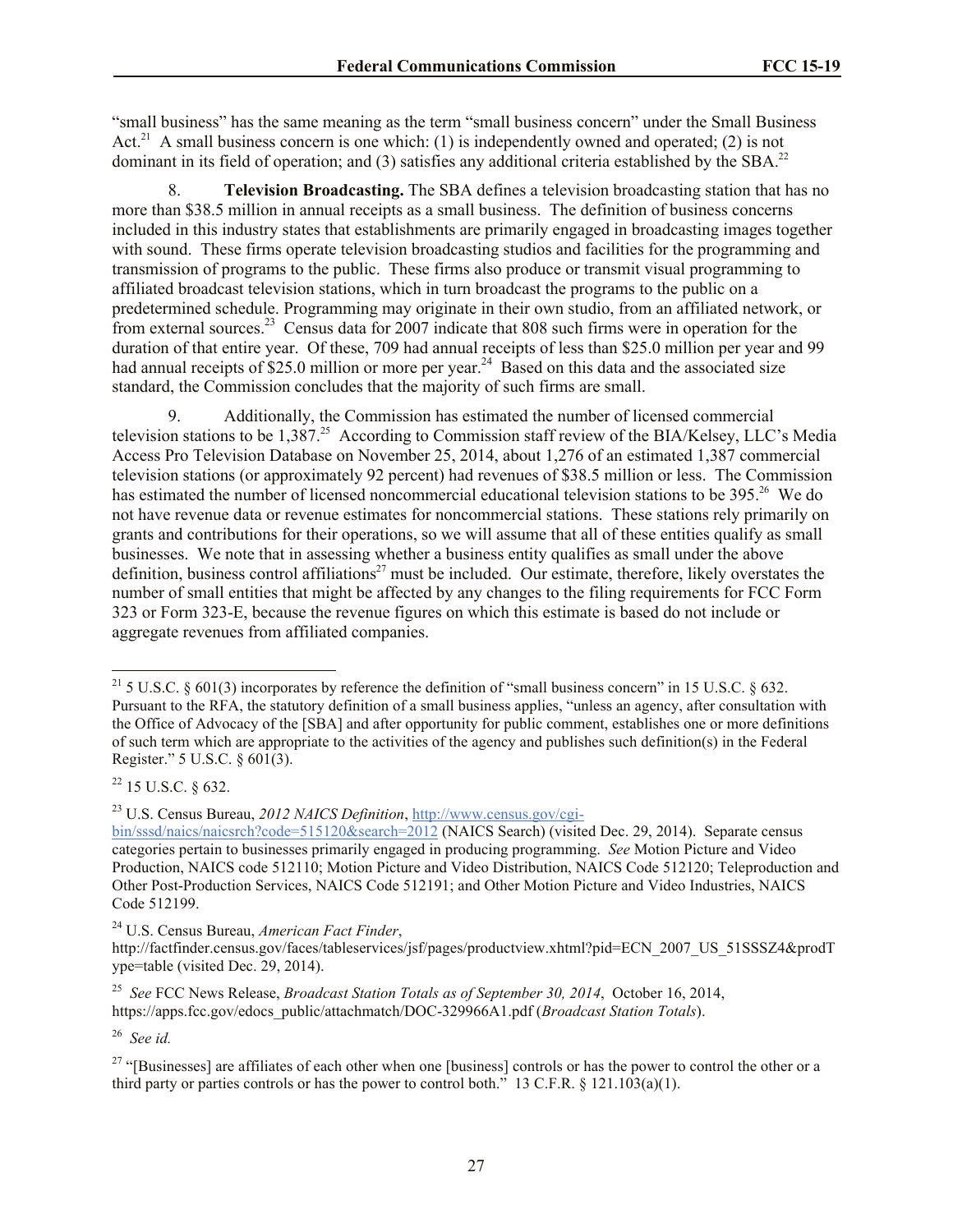"small business" has the same meaning as the term "small business concern" under the Small Business Act.[21] A small business concern is one which: (1) is independently owned and operated; (2) is not dominant in its field of operation; and (3) satisfies any additional criteria established by the SBA.[22]

8. **Television Broadcasting.** The SBA defines a television broadcasting station that has no more than $38.5 million in annual receipts as a small business. The definition of business concerns included in this industry states that establishments are primarily engaged in broadcasting images together with sound. These firms operate television broadcasting studios and facilities for the programming and transmission of programs to the public. These firms also produce or transmit visual programming to affiliated broadcast television stations, which in turn broadcast the programs to the public on a predetermined schedule. Programming may originate in their own studio, from an affiliated network, or from external sources.[23] Census data for 2007 indicate that 808 such firms were in operation for the duration of that entire year. Of these, 709 had annual receipts of less than $25.0 million per year and 99 had annual receipts of $25.0 million or more per year.[24] Based on this data and the associated size standard, the Commission concludes that the majority of such firms are small.

9. Additionally, the Commission has estimated the number of licensed commercial television stations to be 1,387.[25] According to Commission staff review of the BIA/Kelsey, LLC's Media Access Pro Television Database on November 25, 2014, about 1,276 of an estimated 1,387 commercial television stations (or approximately 92 percent) had revenues of $38.5 million or less. The Commission has estimated the number of licensed noncommercial educational television stations to be 395.[26] We do not have revenue data or revenue estimates for noncommercial stations. These stations rely primarily on grants and contributions for their operations, so we will assume that all of these entities qualify as small businesses. We note that in assessing whether a business entity qualifies as small under the above definition, business control affiliations[27] must be included. Our estimate, therefore, likely overstates the number of small entities that might be affected by any changes to the filing requirements for FCC Form 323 or Form 323-E, because the revenue figures on which this estimate is based do not include or aggregate revenues from affiliated companies.

---

[21] 5 U.S.C. § 601(3) incorporates by reference the definition of "small business concern" in 15 U.S.C. § 632. Pursuant to the RFA, the statutory definition of a small business applies, "unless an agency, after consultation with the Office of Advocacy of the [SBA] and after opportunity for public comment, establishes one or more definitions of such term which are appropriate to the activities of the agency and publishes such definition(s) in the Federal Register." 5 U.S.C. § 601(3).

[22] 15 U.S.C. § 632.

[23] U.S. Census Bureau, *2012 NAICS Definition*, http://www.census.gov/cgi-bin/sssd/naics/naicsrch?code=515120&search=2012 (NAICS Search) (visited Dec. 29, 2014). Separate census categories pertain to businesses primarily engaged in producing programming. *See* Motion Picture and Video Production, NAICS code 512110; Motion Picture and Video Distribution, NAICS Code 512120; Teleproduction and Other Post-Production Services, NAICS Code 512191; and Other Motion Picture and Video Industries, NAICS Code 512199.

[24] U.S. Census Bureau, *American Fact Finder*, http://factfinder.census.gov/faces/tableservices/jsf/pages/productview.xhtml?pid=ECN_2007_US_51SSSZ4&prodType=table (visited Dec. 29, 2014).

[25] *See* FCC News Release, *Broadcast Station Totals as of September 30, 2014*, October 16, 2014, https://apps.fcc.gov/edocs_public/attachmatch/DOC-329966A1.pdf (*Broadcast Station Totals*).

[26] *See id.*

[27] "[Businesses] are affiliates of each other when one [business] controls or has the power to control the other or a third party or parties controls or has the power to control both." 13 C.F.R. § 121.103(a)(1).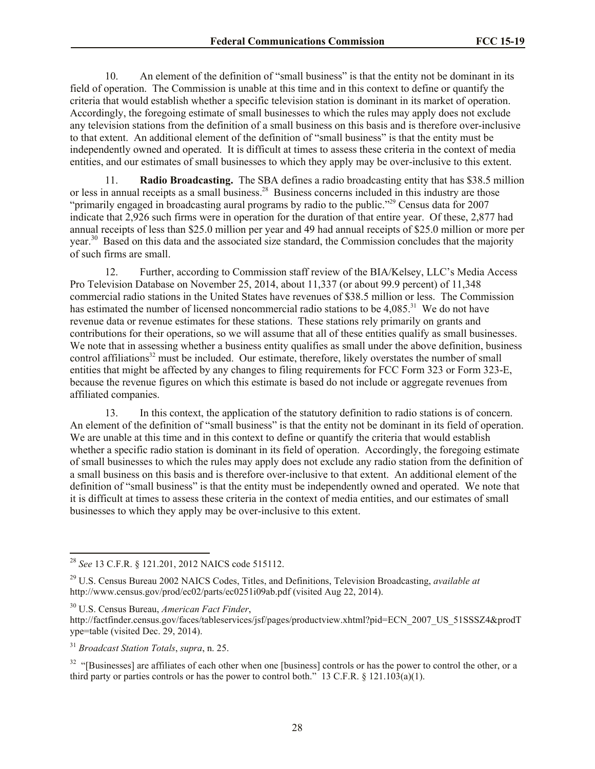10. An element of the definition of "small business" is that the entity not be dominant in its field of operation. The Commission is unable at this time and in this context to define or quantify the criteria that would establish whether a specific television station is dominant in its market of operation. Accordingly, the foregoing estimate of small businesses to which the rules may apply does not exclude any television stations from the definition of a small business on this basis and is therefore over-inclusive to that extent. An additional element of the definition of "small business" is that the entity must be independently owned and operated. It is difficult at times to assess these criteria in the context of media entities, and our estimates of small businesses to which they apply may be over-inclusive to this extent.

11. **Radio Broadcasting.** The SBA defines a radio broadcasting entity that has \$38.5 million or less in annual receipts as a small business.[28] Business concerns included in this industry are those "primarily engaged in broadcasting aural programs by radio to the public."[29] Census data for 2007 indicate that 2,926 such firms were in operation for the duration of that entire year. Of these, 2,877 had annual receipts of less than \$25.0 million per year and 49 had annual receipts of \$25.0 million or more per year.[30] Based on this data and the associated size standard, the Commission concludes that the majority of such firms are small.

12. Further, according to Commission staff review of the BIA/Kelsey, LLC's Media Access Pro Television Database on November 25, 2014, about 11,337 (or about 99.9 percent) of 11,348 commercial radio stations in the United States have revenues of \$38.5 million or less. The Commission has estimated the number of licensed noncommercial radio stations to be 4,085.[31] We do not have revenue data or revenue estimates for these stations. These stations rely primarily on grants and contributions for their operations, so we will assume that all of these entities qualify as small businesses. We note that in assessing whether a business entity qualifies as small under the above definition, business control affiliations[32] must be included. Our estimate, therefore, likely overstates the number of small entities that might be affected by any changes to filing requirements for FCC Form 323 or Form 323-E, because the revenue figures on which this estimate is based do not include or aggregate revenues from affiliated companies.

13. In this context, the application of the statutory definition to radio stations is of concern. An element of the definition of "small business" is that the entity not be dominant in its field of operation. We are unable at this time and in this context to define or quantify the criteria that would establish whether a specific radio station is dominant in its field of operation. Accordingly, the foregoing estimate of small businesses to which the rules may apply does not exclude any radio station from the definition of a small business on this basis and is therefore over-inclusive to that extent. An additional element of the definition of "small business" is that the entity must be independently owned and operated. We note that it is difficult at times to assess these criteria in the context of media entities, and our estimates of small businesses to which they apply may be over-inclusive to this extent.

---

[28] *See* 13 C.F.R. § 121.201, 2012 NAICS code 515112.

[29] U.S. Census Bureau 2002 NAICS Codes, Titles, and Definitions, Television Broadcasting, *available at* http://www.census.gov/prod/ec02/parts/ec0251i09ab.pdf (visited Aug 22, 2014).

[30] U.S. Census Bureau, *American Fact Finder*, http://factfinder.census.gov/faces/tableservices/jsf/pages/productview.xhtml?pid=ECN_2007_US_51SSSZ4&prodType=table (visited Dec. 29, 2014).

[31] *Broadcast Station Totals*, *supra*, n. 25.

[32] "[Businesses] are affiliates of each other when one [business] controls or has the power to control the other, or a third party or parties controls or has the power to control both." 13 C.F.R. § 121.103(a)(1).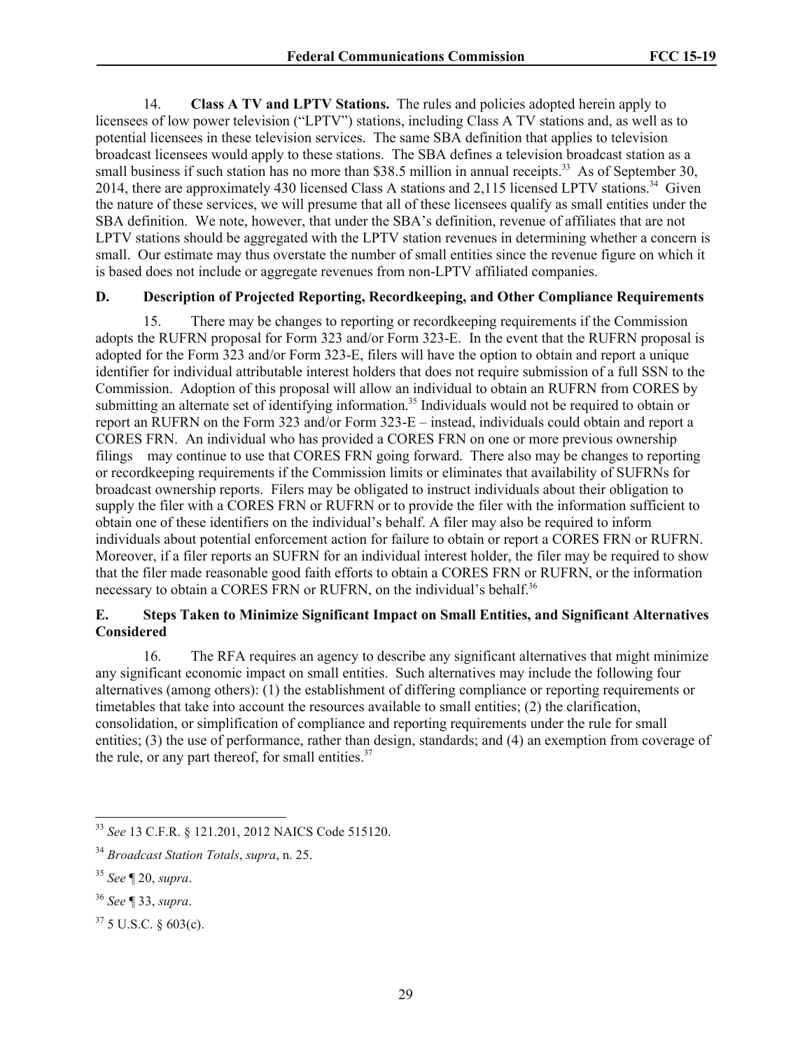14. **Class A TV and LPTV Stations.** The rules and policies adopted herein apply to licensees of low power television ("LPTV") stations, including Class A TV stations and, as well as to potential licensees in these television services. The same SBA definition that applies to television broadcast licensees would apply to these stations. The SBA defines a television broadcast station as a small business if such station has no more than $38.5 million in annual receipts.[33] As of September 30, 2014, there are approximately 430 licensed Class A stations and 2,115 licensed LPTV stations.[34] Given the nature of these services, we will presume that all of these licensees qualify as small entities under the SBA definition. We note, however, that under the SBA's definition, revenue of affiliates that are not LPTV stations should be aggregated with the LPTV station revenues in determining whether a concern is small. Our estimate may thus overstate the number of small entities since the revenue figure on which it is based does not include or aggregate revenues from non-LPTV affiliated companies.

### D. Description of Projected Reporting, Recordkeeping, and Other Compliance Requirements

15. There may be changes to reporting or recordkeeping requirements if the Commission adopts the RUFRN proposal for Form 323 and/or Form 323-E. In the event that the RUFRN proposal is adopted for the Form 323 and/or Form 323-E, filers will have the option to obtain and report a unique identifier for individual attributable interest holders that does not require submission of a full SSN to the Commission. Adoption of this proposal will allow an individual to obtain an RUFRN from CORES by submitting an alternate set of identifying information.[35] Individuals would not be required to obtain or report an RUFRN on the Form 323 and/or Form 323-E – instead, individuals could obtain and report a CORES FRN. An individual who has provided a CORES FRN on one or more previous ownership filings may continue to use that CORES FRN going forward. There also may be changes to reporting or recordkeeping requirements if the Commission limits or eliminates that availability of SUFRNs for broadcast ownership reports. Filers may be obligated to instruct individuals about their obligation to supply the filer with a CORES FRN or RUFRN or to provide the filer with the information sufficient to obtain one of these identifiers on the individual's behalf. A filer may also be required to inform individuals about potential enforcement action for failure to obtain or report a CORES FRN or RUFRN. Moreover, if a filer reports an SUFRN for an individual interest holder, the filer may be required to show that the filer made reasonable good faith efforts to obtain a CORES FRN or RUFRN, or the information necessary to obtain a CORES FRN or RUFRN, on the individual's behalf.[36]

### E. Steps Taken to Minimize Significant Impact on Small Entities, and Significant Alternatives Considered

16. The RFA requires an agency to describe any significant alternatives that might minimize any significant economic impact on small entities. Such alternatives may include the following four alternatives (among others): (1) the establishment of differing compliance or reporting requirements or timetables that take into account the resources available to small entities; (2) the clarification, consolidation, or simplification of compliance and reporting requirements under the rule for small entities; (3) the use of performance, rather than design, standards; and (4) an exemption from coverage of the rule, or any part thereof, for small entities.[37]

---

[33] *See* 13 C.F.R. § 121.201, 2012 NAICS Code 515120.

[34] *Broadcast Station Totals*, *supra*, n. 25.

[35] *See* ¶ 20, *supra*.

[36] *See* ¶ 33, *supra*.

[37] 5 U.S.C. § 603(c).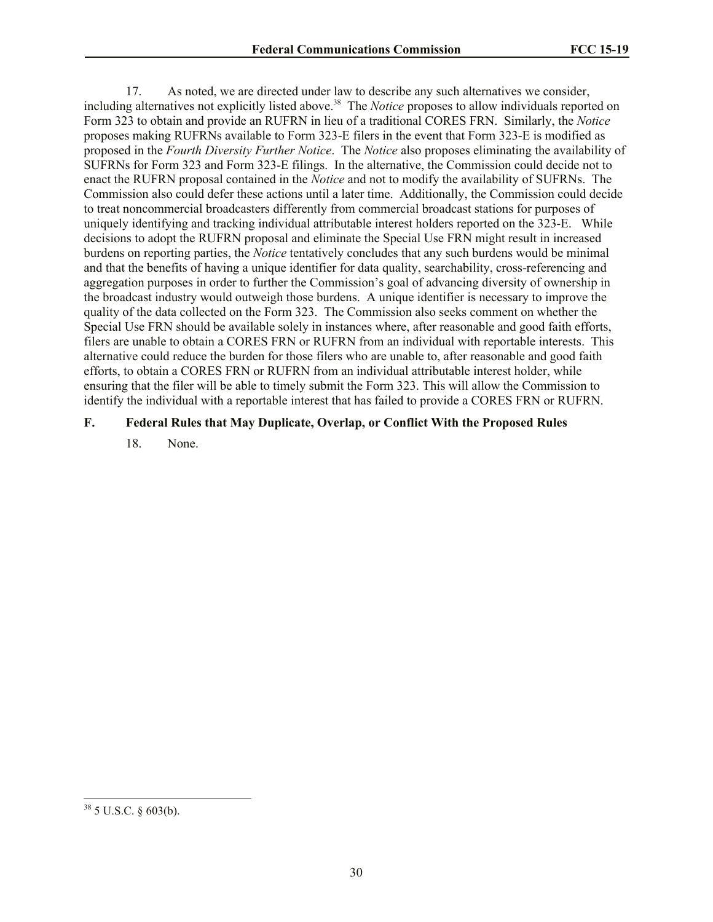17. As noted, we are directed under law to describe any such alternatives we consider, including alternatives not explicitly listed above.[38] The *Notice* proposes to allow individuals reported on Form 323 to obtain and provide an RUFRN in lieu of a traditional CORES FRN. Similarly, the *Notice* proposes making RUFRNs available to Form 323-E filers in the event that Form 323-E is modified as proposed in the *Fourth Diversity Further Notice*. The *Notice* also proposes eliminating the availability of SUFRNs for Form 323 and Form 323-E filings. In the alternative, the Commission could decide not to enact the RUFRN proposal contained in the *Notice* and not to modify the availability of SUFRNs. The Commission also could defer these actions until a later time. Additionally, the Commission could decide to treat noncommercial broadcasters differently from commercial broadcast stations for purposes of uniquely identifying and tracking individual attributable interest holders reported on the 323-E. While decisions to adopt the RUFRN proposal and eliminate the Special Use FRN might result in increased burdens on reporting parties, the *Notice* tentatively concludes that any such burdens would be minimal and that the benefits of having a unique identifier for data quality, searchability, cross-referencing and aggregation purposes in order to further the Commission's goal of advancing diversity of ownership in the broadcast industry would outweigh those burdens. A unique identifier is necessary to improve the quality of the data collected on the Form 323. The Commission also seeks comment on whether the Special Use FRN should be available solely in instances where, after reasonable and good faith efforts, filers are unable to obtain a CORES FRN or RUFRN from an individual with reportable interests. This alternative could reduce the burden for those filers who are unable to, after reasonable and good faith efforts, to obtain a CORES FRN or RUFRN from an individual attributable interest holder, while ensuring that the filer will be able to timely submit the Form 323. This will allow the Commission to identify the individual with a reportable interest that has failed to provide a CORES FRN or RUFRN.

### F. Federal Rules that May Duplicate, Overlap, or Conflict With the Proposed Rules

18. None.

[38] 5 U.S.C. § 603(b).